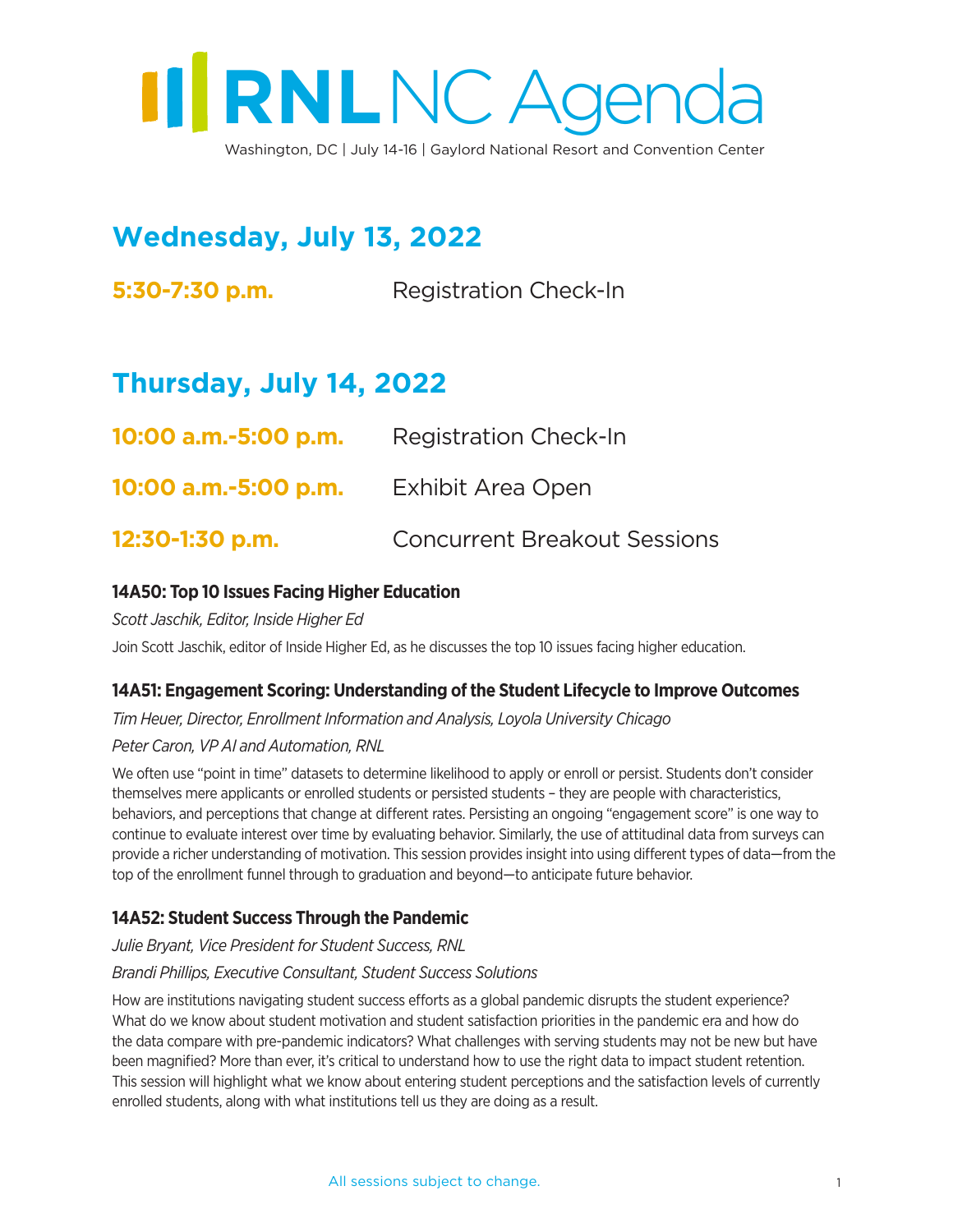# RNL NC Agenda

Washington, DC | July 14-16 | Gaylord National Resort and Convention Center

## Wednesday, July 13, 2022

**5:30-7:30 p.m.** Registration Check-In

## Thursday, July 14, 2022

**10:00 a.m.-5:00 p.m.** Registration Check-In

**10:00 a.m.-5:00 p.m.** Exhibit Area Open

**12:30-1:30 p.m.** Concurrent Breakout Sessions

### 14A50: Top 10 Issues Facing Higher Education

*Scott Jaschik, Editor, Inside Higher Ed*

Join Scott Jaschik, editor of Inside Higher Ed, as he discusses the top 10 issues facing higher education.

### 14A51: Engagement Scoring: Understanding of the Student Lifecycle to Improve Outcomes

*Tim Heuer, Director, Enrollment Information and Analysis, Loyola University Chicago*

*Peter Caron, VP AI and Automation, RNL*

We often use "point in time" datasets to determine likelihood to apply or enroll or persist. Students don't consider themselves mere applicants or enrolled students or persisted students – they are people with characteristics, behaviors, and perceptions that change at different rates. Persisting an ongoing "engagement score" is one way to continue to evaluate interest over time by evaluating behavior. Similarly, the use of attitudinal data from surveys can provide a richer understanding of motivation. This session provides insight into using different types of data—from the top of the enrollment funnel through to graduation and beyond—to anticipate future behavior.

### 14A52: Student Success Through the Pandemic

*Julie Bryant, Vice President for Student Success, RNL*

*Brandi Phillips, Executive Consultant, Student Success Solutions*

How are institutions navigating student success efforts as a global pandemic disrupts the student experience? What do we know about student motivation and student satisfaction priorities in the pandemic era and how do the data compare with pre-pandemic indicators? What challenges with serving students may not be new but have been magnified? More than ever, it's critical to understand how to use the right data to impact student retention. This session will highlight what we know about entering student perceptions and the satisfaction levels of currently enrolled students, along with what institutions tell us they are doing as a result.

All sessions subject to change.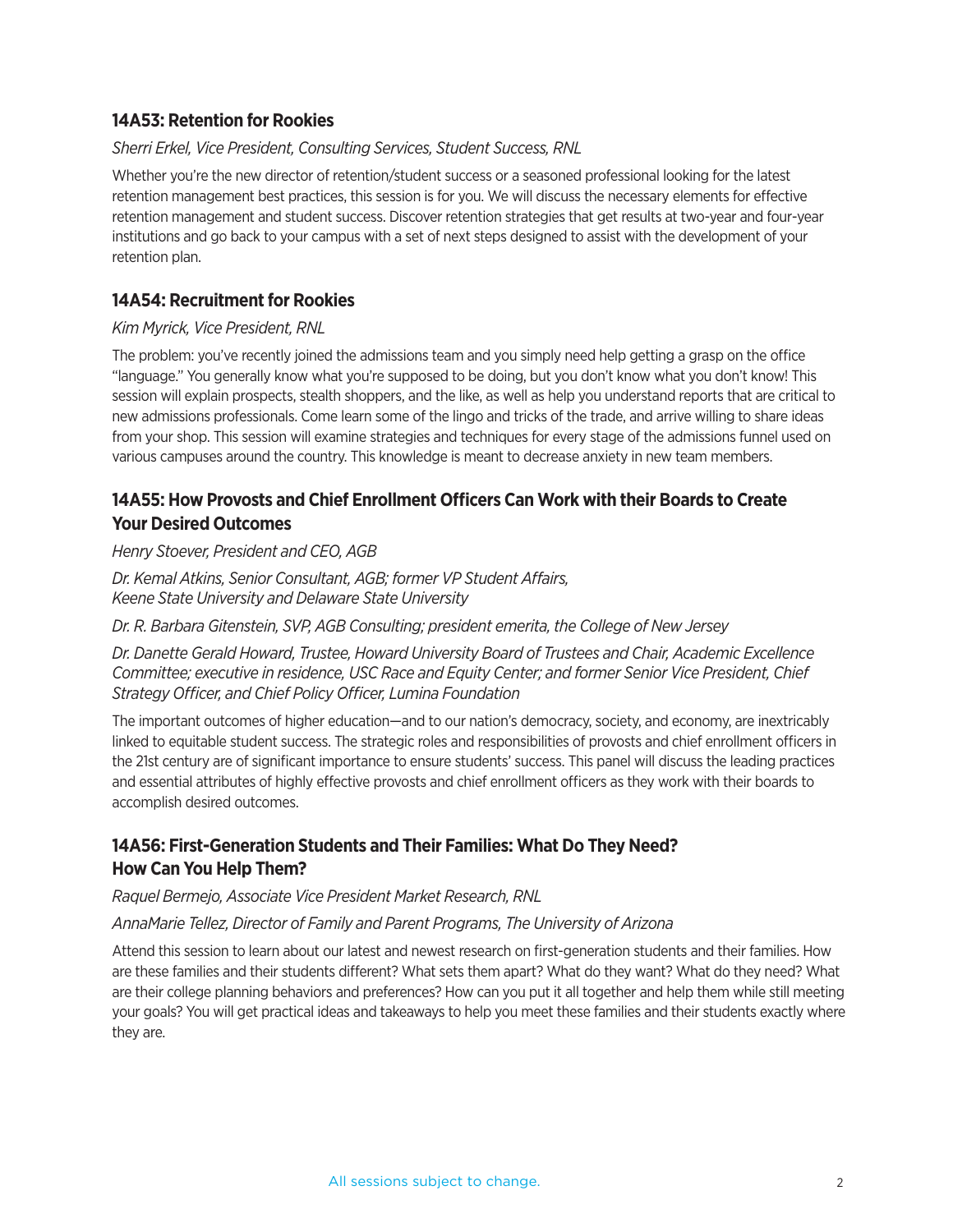### 14A53: Retention for Rookies

*Sherri Erkel, Vice President, Consulting Services, Student Success, RNL*

Whether you're the new director of retention/student success or a seasoned professional looking for the latest retention management best practices, this session is for you. We will discuss the necessary elements for effective retention management and student success. Discover retention strategies that get results at two-year and four-year institutions and go back to your campus with a set of next steps designed to assist with the development of your retention plan.

### 14A54: Recruitment for Rookies

*Kim Myrick, Vice President, RNL*

The problem: you've recently joined the admissions team and you simply need help getting a grasp on the office "language." You generally know what you're supposed to be doing, but you don't know what you don't know! This session will explain prospects, stealth shoppers, and the like, as well as help you understand reports that are critical to new admissions professionals. Come learn some of the lingo and tricks of the trade, and arrive willing to share ideas from your shop. This session will examine strategies and techniques for every stage of the admissions funnel used on various campuses around the country. This knowledge is meant to decrease anxiety in new team members.

### 14A55: How Provosts and Chief Enrollment Officers Can Work with their Boards to Create Your Desired Outcomes

*Henry Stoever, President and CEO, AGB*

*Dr. Kemal Atkins, Senior Consultant, AGB; former VP Student Affairs, Keene State University and Delaware State University*

*Dr. R. Barbara Gitenstein, SVP, AGB Consulting; president emerita, the College of New Jersey*

*Dr. Danette Gerald Howard, Trustee, Howard University Board of Trustees and Chair, Academic Excellence Committee; executive in residence, USC Race and Equity Center; and former Senior Vice President, Chief Strategy Officer, and Chief Policy Officer, Lumina Foundation*

The important outcomes of higher education—and to our nation's democracy, society, and economy, are inextricably linked to equitable student success. The strategic roles and responsibilities of provosts and chief enrollment officers in the 21st century are of significant importance to ensure students' success. This panel will discuss the leading practices and essential attributes of highly effective provosts and chief enrollment officers as they work with their boards to accomplish desired outcomes.

### 14A56: First-Generation Students and Their Families: What Do They Need? How Can You Help Them?

*Raquel Bermejo, Associate Vice President Market Research, RNL*

*AnnaMarie Tellez, Director of Family and Parent Programs, The University of Arizona*

Attend this session to learn about our latest and newest research on first-generation students and their families. How are these families and their students different? What sets them apart? What do they want? What do they need? What are their college planning behaviors and preferences? How can you put it all together and help them while still meeting your goals? You will get practical ideas and takeaways to help you meet these families and their students exactly where they are.

All sessions subject to change.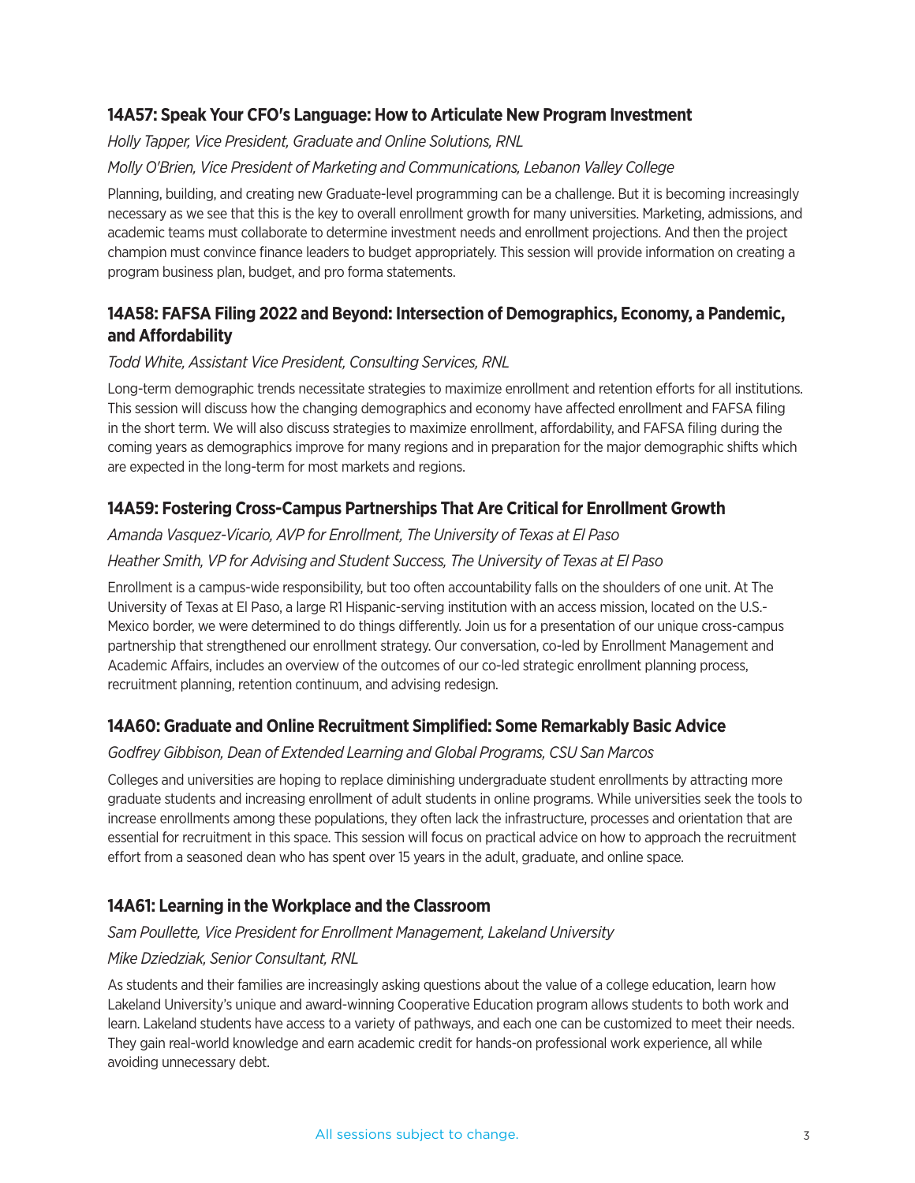### 14A57: Speak Your CFO's Language: How to Articulate New Program Investment

*Holly Tapper, Vice President, Graduate and Online Solutions, RNL*

*Molly O'Brien, Vice President of Marketing and Communications, Lebanon Valley College*

Planning, building, and creating new Graduate-level programming can be a challenge. But it is becoming increasingly necessary as we see that this is the key to overall enrollment growth for many universities. Marketing, admissions, and academic teams must collaborate to determine investment needs and enrollment projections. And then the project champion must convince finance leaders to budget appropriately. This session will provide information on creating a program business plan, budget, and pro forma statements.

### 14A58: FAFSA Filing 2022 and Beyond: Intersection of Demographics, Economy, a Pandemic, and Affordability

*Todd White, Assistant Vice President, Consulting Services, RNL*

Long-term demographic trends necessitate strategies to maximize enrollment and retention efforts for all institutions. This session will discuss how the changing demographics and economy have affected enrollment and FAFSA filing in the short term. We will also discuss strategies to maximize enrollment, affordability, and FAFSA filing during the coming years as demographics improve for many regions and in preparation for the major demographic shifts which are expected in the long-term for most markets and regions.

### 14A59: Fostering Cross-Campus Partnerships That Are Critical for Enrollment Growth

*Amanda Vasquez-Vicario, AVP for Enrollment, The University of Texas at El Paso*

*Heather Smith, VP for Advising and Student Success, The University of Texas at El Paso*

Enrollment is a campus-wide responsibility, but too often accountability falls on the shoulders of one unit. At The University of Texas at El Paso, a large R1 Hispanic-serving institution with an access mission, located on the U.S.-Mexico border, we were determined to do things differently. Join us for a presentation of our unique cross-campus partnership that strengthened our enrollment strategy. Our conversation, co-led by Enrollment Management and Academic Affairs, includes an overview of the outcomes of our co-led strategic enrollment planning process, recruitment planning, retention continuum, and advising redesign.

### 14A60: Graduate and Online Recruitment Simplified: Some Remarkably Basic Advice

*Godfrey Gibbison, Dean of Extended Learning and Global Programs, CSU San Marcos*

Colleges and universities are hoping to replace diminishing undergraduate student enrollments by attracting more graduate students and increasing enrollment of adult students in online programs. While universities seek the tools to increase enrollments among these populations, they often lack the infrastructure, processes and orientation that are essential for recruitment in this space. This session will focus on practical advice on how to approach the recruitment effort from a seasoned dean who has spent over 15 years in the adult, graduate, and online space.

### 14A61: Learning in the Workplace and the Classroom

*Sam Poullette, Vice President for Enrollment Management, Lakeland University*

*Mike Dziedziak, Senior Consultant, RNL*

As students and their families are increasingly asking questions about the value of a college education, learn how Lakeland University's unique and award-winning Cooperative Education program allows students to both work and learn. Lakeland students have access to a variety of pathways, and each one can be customized to meet their needs. They gain real-world knowledge and earn academic credit for hands-on professional work experience, all while avoiding unnecessary debt.

All sessions subject to change.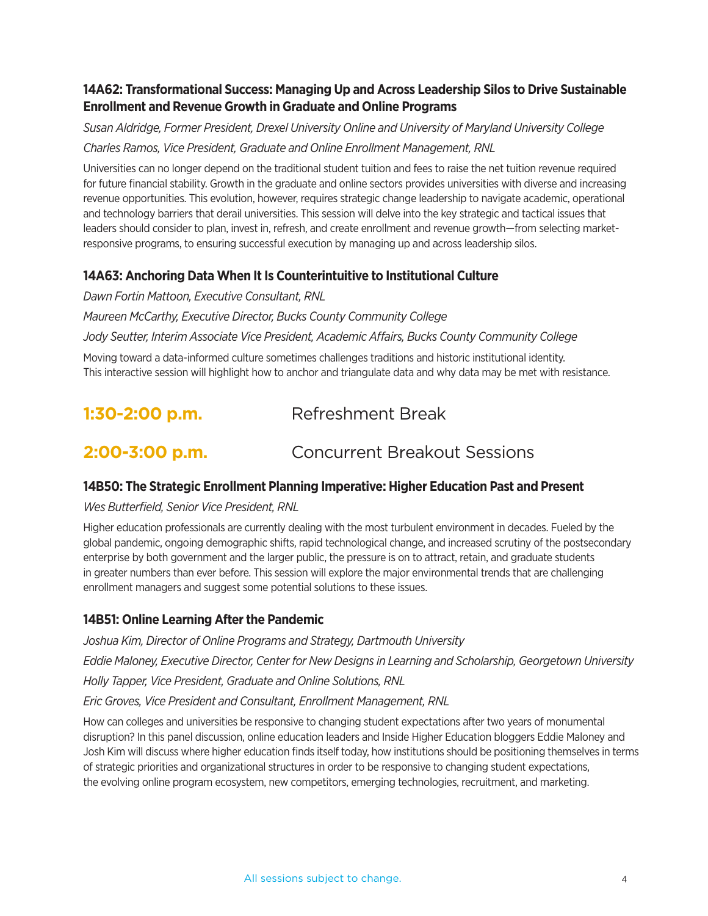### 14A62: Transformational Success: Managing Up and Across Leadership Silos to Drive Sustainable Enrollment and Revenue Growth in Graduate and Online Programs

*Susan Aldridge, Former President, Drexel University Online and University of Maryland University College*

*Charles Ramos, Vice President, Graduate and Online Enrollment Management, RNL*

Universities can no longer depend on the traditional student tuition and fees to raise the net tuition revenue required for future financial stability. Growth in the graduate and online sectors provides universities with diverse and increasing revenue opportunities. This evolution, however, requires strategic change leadership to navigate academic, operational and technology barriers that derail universities. This session will delve into the key strategic and tactical issues that leaders should consider to plan, invest in, refresh, and create enrollment and revenue growth—from selecting market-responsive programs, to ensuring successful execution by managing up and across leadership silos.

### 14A63: Anchoring Data When It Is Counterintuitive to Institutional Culture

*Dawn Fortin Mattoon, Executive Consultant, RNL*

*Maureen McCarthy, Executive Director, Bucks County Community College*

*Jody Seutter, Interim Associate Vice President, Academic Affairs, Bucks County Community College*

Moving toward a data-informed culture sometimes challenges traditions and historic institutional identity. This interactive session will highlight how to anchor and triangulate data and why data may be met with resistance.

## 1:30-2:00 p.m. Refreshment Break

## 2:00-3:00 p.m. Concurrent Breakout Sessions

### 14B50: The Strategic Enrollment Planning Imperative: Higher Education Past and Present

*Wes Butterfield, Senior Vice President, RNL*

Higher education professionals are currently dealing with the most turbulent environment in decades. Fueled by the global pandemic, ongoing demographic shifts, rapid technological change, and increased scrutiny of the postsecondary enterprise by both government and the larger public, the pressure is on to attract, retain, and graduate students in greater numbers than ever before. This session will explore the major environmental trends that are challenging enrollment managers and suggest some potential solutions to these issues.

### 14B51: Online Learning After the Pandemic

*Joshua Kim, Director of Online Programs and Strategy, Dartmouth University*

*Eddie Maloney, Executive Director, Center for New Designs in Learning and Scholarship, Georgetown University*

*Holly Tapper, Vice President, Graduate and Online Solutions, RNL*

*Eric Groves, Vice President and Consultant, Enrollment Management, RNL*

How can colleges and universities be responsive to changing student expectations after two years of monumental disruption? In this panel discussion, online education leaders and Inside Higher Education bloggers Eddie Maloney and Josh Kim will discuss where higher education finds itself today, how institutions should be positioning themselves in terms of strategic priorities and organizational structures in order to be responsive to changing student expectations, the evolving online program ecosystem, new competitors, emerging technologies, recruitment, and marketing.

All sessions subject to change.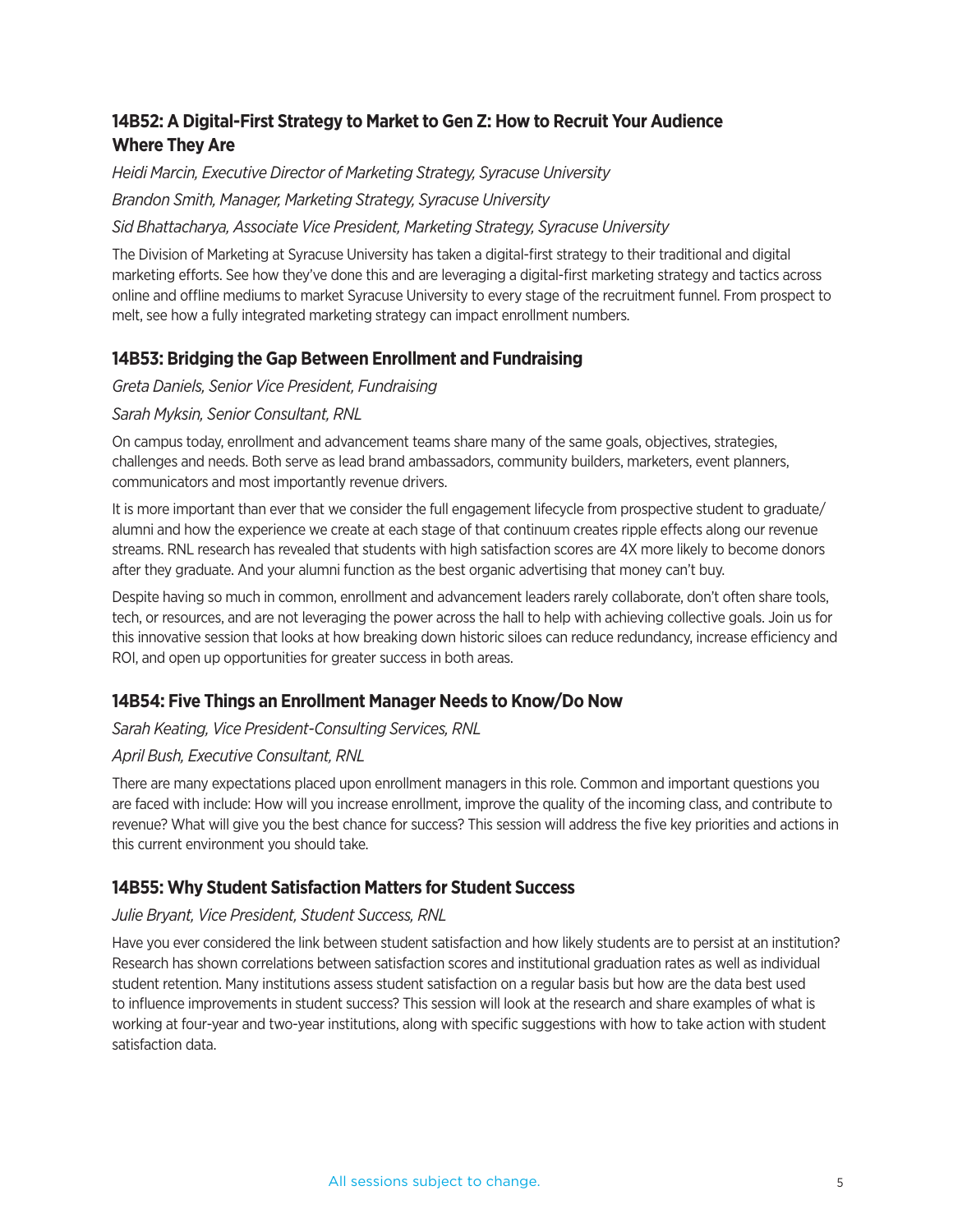### 14B52: A Digital-First Strategy to Market to Gen Z: How to Recruit Your Audience Where They Are

*Heidi Marcin, Executive Director of Marketing Strategy, Syracuse University*

*Brandon Smith, Manager, Marketing Strategy, Syracuse University*

*Sid Bhattacharya, Associate Vice President, Marketing Strategy, Syracuse University*

The Division of Marketing at Syracuse University has taken a digital-first strategy to their traditional and digital marketing efforts. See how they've done this and are leveraging a digital-first marketing strategy and tactics across online and offline mediums to market Syracuse University to every stage of the recruitment funnel. From prospect to melt, see how a fully integrated marketing strategy can impact enrollment numbers.

### 14B53: Bridging the Gap Between Enrollment and Fundraising

*Greta Daniels, Senior Vice President, Fundraising*

*Sarah Myksin, Senior Consultant, RNL*

On campus today, enrollment and advancement teams share many of the same goals, objectives, strategies, challenges and needs. Both serve as lead brand ambassadors, community builders, marketers, event planners, communicators and most importantly revenue drivers.

It is more important than ever that we consider the full engagement lifecycle from prospective student to graduate/alumni and how the experience we create at each stage of that continuum creates ripple effects along our revenue streams. RNL research has revealed that students with high satisfaction scores are 4X more likely to become donors after they graduate. And your alumni function as the best organic advertising that money can't buy.

Despite having so much in common, enrollment and advancement leaders rarely collaborate, don't often share tools, tech, or resources, and are not leveraging the power across the hall to help with achieving collective goals. Join us for this innovative session that looks at how breaking down historic siloes can reduce redundancy, increase efficiency and ROI, and open up opportunities for greater success in both areas.

### 14B54: Five Things an Enrollment Manager Needs to Know/Do Now

*Sarah Keating, Vice President-Consulting Services, RNL*

*April Bush, Executive Consultant, RNL*

There are many expectations placed upon enrollment managers in this role. Common and important questions you are faced with include: How will you increase enrollment, improve the quality of the incoming class, and contribute to revenue? What will give you the best chance for success? This session will address the five key priorities and actions in this current environment you should take.

### 14B55: Why Student Satisfaction Matters for Student Success

*Julie Bryant, Vice President, Student Success, RNL*

Have you ever considered the link between student satisfaction and how likely students are to persist at an institution? Research has shown correlations between satisfaction scores and institutional graduation rates as well as individual student retention. Many institutions assess student satisfaction on a regular basis but how are the data best used to influence improvements in student success? This session will look at the research and share examples of what is working at four-year and two-year institutions, along with specific suggestions with how to take action with student satisfaction data.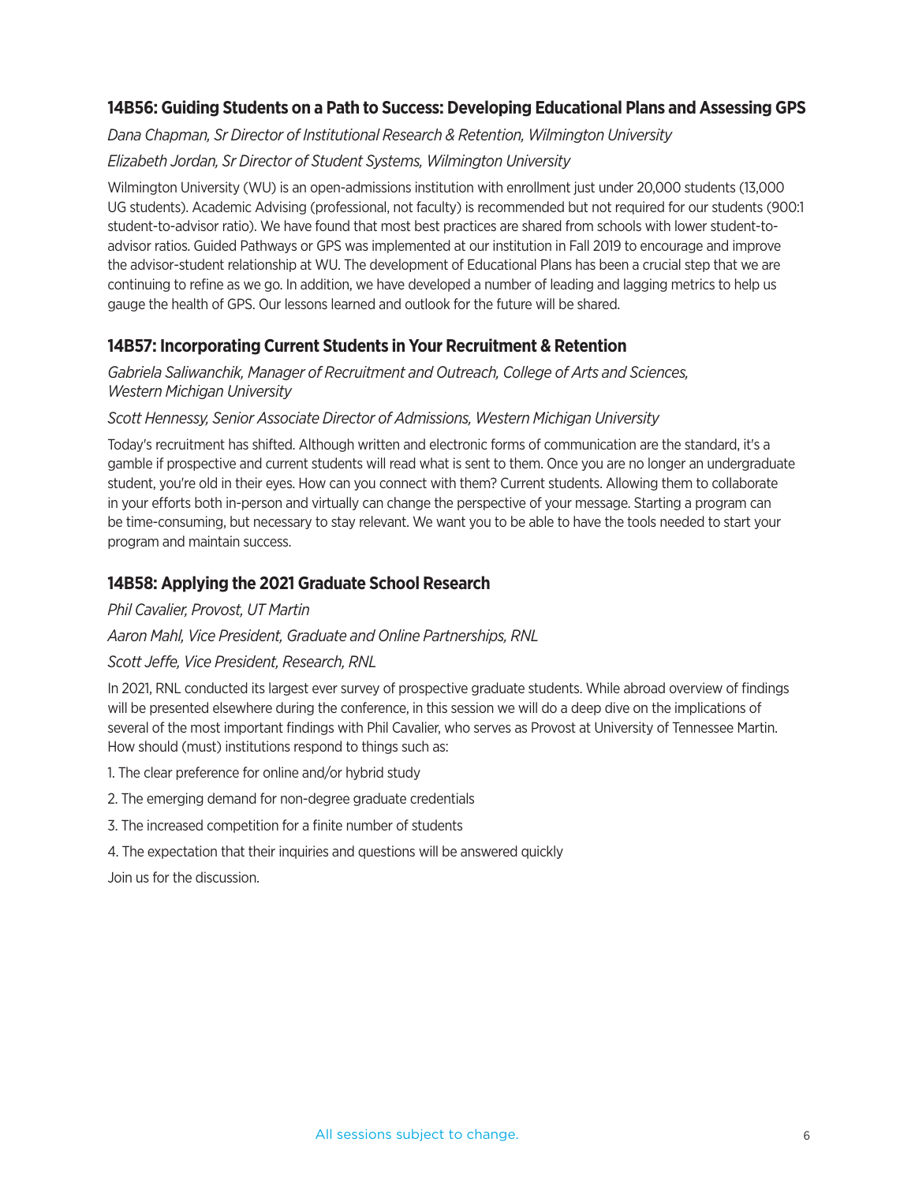### 14B56: Guiding Students on a Path to Success: Developing Educational Plans and Assessing GPS

*Dana Chapman, Sr Director of Institutional Research & Retention, Wilmington University*

*Elizabeth Jordan, Sr Director of Student Systems, Wilmington University*

Wilmington University (WU) is an open-admissions institution with enrollment just under 20,000 students (13,000 UG students). Academic Advising (professional, not faculty) is recommended but not required for our students (900:1 student-to-advisor ratio). We have found that most best practices are shared from schools with lower student-to-advisor ratios. Guided Pathways or GPS was implemented at our institution in Fall 2019 to encourage and improve the advisor-student relationship at WU. The development of Educational Plans has been a crucial step that we are continuing to refine as we go. In addition, we have developed a number of leading and lagging metrics to help us gauge the health of GPS. Our lessons learned and outlook for the future will be shared.

### 14B57: Incorporating Current Students in Your Recruitment & Retention

*Gabriela Saliwanchik, Manager of Recruitment and Outreach, College of Arts and Sciences, Western Michigan University*

*Scott Hennessy, Senior Associate Director of Admissions, Western Michigan University*

Today's recruitment has shifted. Although written and electronic forms of communication are the standard, it's a gamble if prospective and current students will read what is sent to them. Once you are no longer an undergraduate student, you're old in their eyes. How can you connect with them? Current students. Allowing them to collaborate in your efforts both in-person and virtually can change the perspective of your message. Starting a program can be time-consuming, but necessary to stay relevant. We want you to be able to have the tools needed to start your program and maintain success.

### 14B58: Applying the 2021 Graduate School Research

*Phil Cavalier, Provost, UT Martin*

*Aaron Mahl, Vice President, Graduate and Online Partnerships, RNL*

*Scott Jeffe, Vice President, Research, RNL*

In 2021, RNL conducted its largest ever survey of prospective graduate students. While abroad overview of findings will be presented elsewhere during the conference, in this session we will do a deep dive on the implications of several of the most important findings with Phil Cavalier, who serves as Provost at University of Tennessee Martin. How should (must) institutions respond to things such as:

1. The clear preference for online and/or hybrid study
2. The emerging demand for non-degree graduate credentials
3. The increased competition for a finite number of students
4. The expectation that their inquiries and questions will be answered quickly

Join us for the discussion.

All sessions subject to change.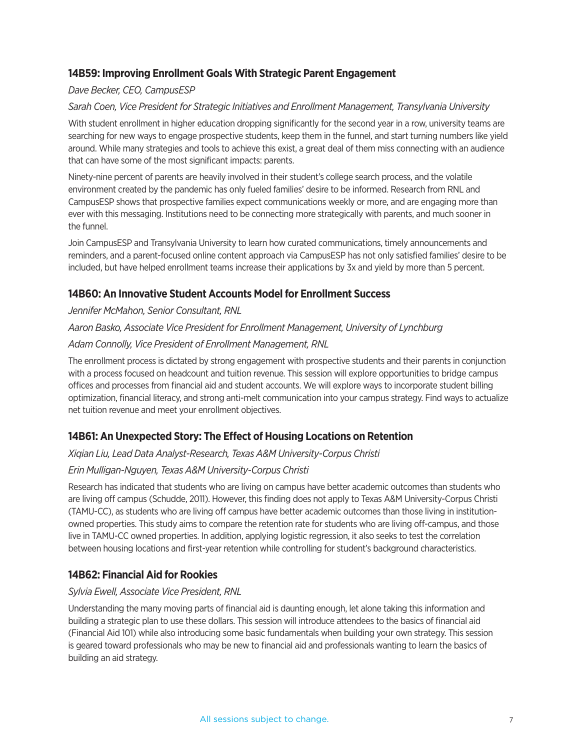### 14B59: Improving Enrollment Goals With Strategic Parent Engagement

*Dave Becker, CEO, CampusESP*

*Sarah Coen, Vice President for Strategic Initiatives and Enrollment Management, Transylvania University*

With student enrollment in higher education dropping significantly for the second year in a row, university teams are searching for new ways to engage prospective students, keep them in the funnel, and start turning numbers like yield around. While many strategies and tools to achieve this exist, a great deal of them miss connecting with an audience that can have some of the most significant impacts: parents.

Ninety-nine percent of parents are heavily involved in their student's college search process, and the volatile environment created by the pandemic has only fueled families' desire to be informed. Research from RNL and CampusESP shows that prospective families expect communications weekly or more, and are engaging more than ever with this messaging. Institutions need to be connecting more strategically with parents, and much sooner in the funnel.

Join CampusESP and Transylvania University to learn how curated communications, timely announcements and reminders, and a parent-focused online content approach via CampusESP has not only satisfied families' desire to be included, but have helped enrollment teams increase their applications by 3x and yield by more than 5 percent.

### 14B60: An Innovative Student Accounts Model for Enrollment Success

*Jennifer McMahon, Senior Consultant, RNL*

*Aaron Basko, Associate Vice President for Enrollment Management, University of Lynchburg*

*Adam Connolly, Vice President of Enrollment Management, RNL*

The enrollment process is dictated by strong engagement with prospective students and their parents in conjunction with a process focused on headcount and tuition revenue. This session will explore opportunities to bridge campus offices and processes from financial aid and student accounts. We will explore ways to incorporate student billing optimization, financial literacy, and strong anti-melt communication into your campus strategy. Find ways to actualize net tuition revenue and meet your enrollment objectives.

### 14B61: An Unexpected Story: The Effect of Housing Locations on Retention

*Xiqian Liu, Lead Data Analyst-Research, Texas A&M University-Corpus Christi*

*Erin Mulligan-Nguyen, Texas A&M University-Corpus Christi*

Research has indicated that students who are living on campus have better academic outcomes than students who are living off campus (Schudde, 2011). However, this finding does not apply to Texas A&M University-Corpus Christi (TAMU-CC), as students who are living off campus have better academic outcomes than those living in institution-owned properties. This study aims to compare the retention rate for students who are living off-campus, and those live in TAMU-CC owned properties. In addition, applying logistic regression, it also seeks to test the correlation between housing locations and first-year retention while controlling for student's background characteristics.

### 14B62: Financial Aid for Rookies

*Sylvia Ewell, Associate Vice President, RNL*

Understanding the many moving parts of financial aid is daunting enough, let alone taking this information and building a strategic plan to use these dollars. This session will introduce attendees to the basics of financial aid (Financial Aid 101) while also introducing some basic fundamentals when building your own strategy. This session is geared toward professionals who may be new to financial aid and professionals wanting to learn the basics of building an aid strategy.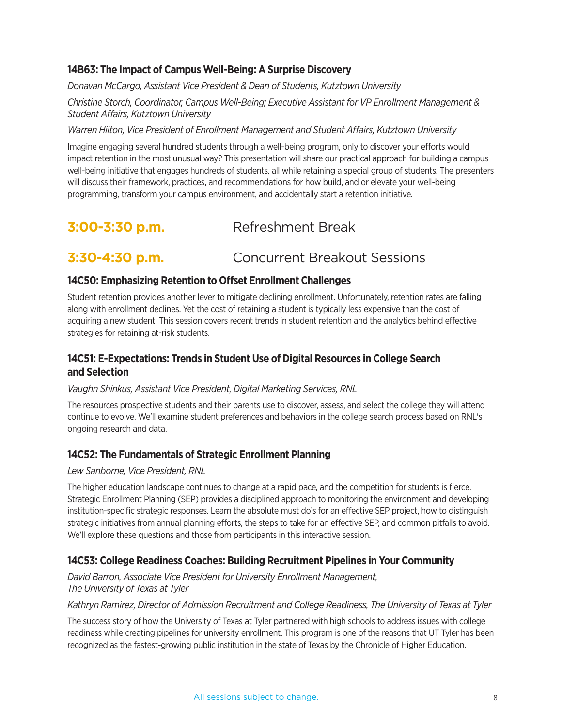### 14B63: The Impact of Campus Well-Being: A Surprise Discovery

*Donavan McCargo, Assistant Vice President & Dean of Students, Kutztown University*

*Christine Storch, Coordinator, Campus Well-Being; Executive Assistant for VP Enrollment Management & Student Affairs, Kutztown University*

*Warren Hilton, Vice President of Enrollment Management and Student Affairs, Kutztown University*

Imagine engaging several hundred students through a well-being program, only to discover your efforts would impact retention in the most unusual way? This presentation will share our practical approach for building a campus well-being initiative that engages hundreds of students, all while retaining a special group of students. The presenters will discuss their framework, practices, and recommendations for how build, and or elevate your well-being programming, transform your campus environment, and accidentally start a retention initiative.

## 3:00-3:30 p.m. Refreshment Break

## 3:30-4:30 p.m. Concurrent Breakout Sessions

### 14C50: Emphasizing Retention to Offset Enrollment Challenges

Student retention provides another lever to mitigate declining enrollment. Unfortunately, retention rates are falling along with enrollment declines. Yet the cost of retaining a student is typically less expensive than the cost of acquiring a new student. This session covers recent trends in student retention and the analytics behind effective strategies for retaining at-risk students.

### 14C51: E-Expectations: Trends in Student Use of Digital Resources in College Search and Selection

*Vaughn Shinkus, Assistant Vice President, Digital Marketing Services, RNL*

The resources prospective students and their parents use to discover, assess, and select the college they will attend continue to evolve. We'll examine student preferences and behaviors in the college search process based on RNL's ongoing research and data.

### 14C52: The Fundamentals of Strategic Enrollment Planning

*Lew Sanborne, Vice President, RNL*

The higher education landscape continues to change at a rapid pace, and the competition for students is fierce. Strategic Enrollment Planning (SEP) provides a disciplined approach to monitoring the environment and developing institution-specific strategic responses. Learn the absolute must do's for an effective SEP project, how to distinguish strategic initiatives from annual planning efforts, the steps to take for an effective SEP, and common pitfalls to avoid. We'll explore these questions and those from participants in this interactive session.

### 14C53: College Readiness Coaches: Building Recruitment Pipelines in Your Community

*David Barron, Associate Vice President for University Enrollment Management, The University of Texas at Tyler*

*Kathryn Ramirez, Director of Admission Recruitment and College Readiness, The University of Texas at Tyler*

The success story of how the University of Texas at Tyler partnered with high schools to address issues with college readiness while creating pipelines for university enrollment. This program is one of the reasons that UT Tyler has been recognized as the fastest-growing public institution in the state of Texas by the Chronicle of Higher Education.

All sessions subject to change.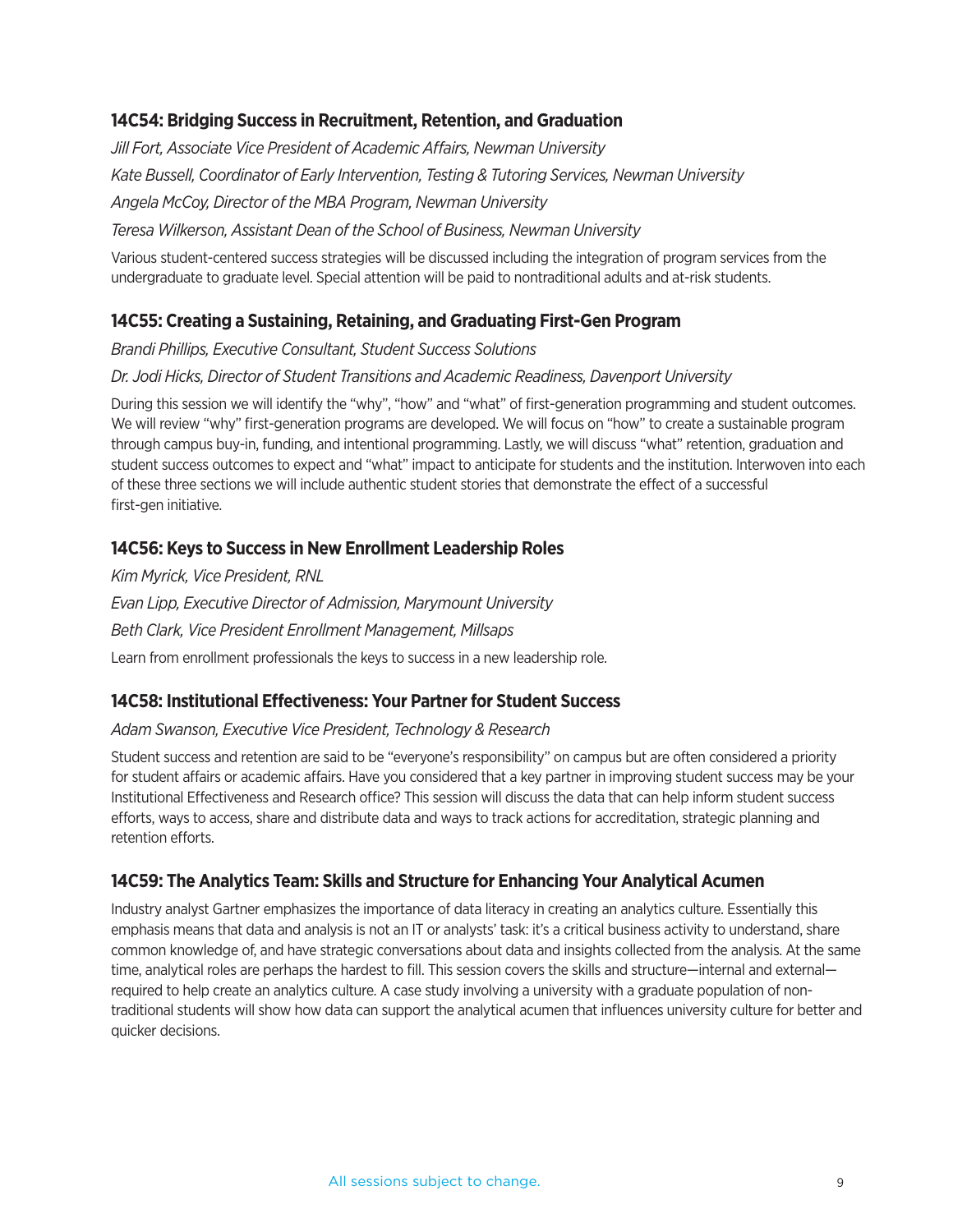### 14C54: Bridging Success in Recruitment, Retention, and Graduation

*Jill Fort, Associate Vice President of Academic Affairs, Newman University*

*Kate Bussell, Coordinator of Early Intervention, Testing & Tutoring Services, Newman University*

*Angela McCoy, Director of the MBA Program, Newman University*

*Teresa Wilkerson, Assistant Dean of the School of Business, Newman University*

Various student-centered success strategies will be discussed including the integration of program services from the undergraduate to graduate level. Special attention will be paid to nontraditional adults and at-risk students.

### 14C55: Creating a Sustaining, Retaining, and Graduating First-Gen Program

*Brandi Phillips, Executive Consultant, Student Success Solutions*

*Dr. Jodi Hicks, Director of Student Transitions and Academic Readiness, Davenport University*

During this session we will identify the "why", "how" and "what" of first-generation programming and student outcomes. We will review "why" first-generation programs are developed. We will focus on "how" to create a sustainable program through campus buy-in, funding, and intentional programming. Lastly, we will discuss "what" retention, graduation and student success outcomes to expect and "what" impact to anticipate for students and the institution. Interwoven into each of these three sections we will include authentic student stories that demonstrate the effect of a successful first-gen initiative.

### 14C56: Keys to Success in New Enrollment Leadership Roles

*Kim Myrick, Vice President, RNL*

*Evan Lipp, Executive Director of Admission, Marymount University*

*Beth Clark, Vice President Enrollment Management, Millsaps*

Learn from enrollment professionals the keys to success in a new leadership role.

### 14C58: Institutional Effectiveness: Your Partner for Student Success

*Adam Swanson, Executive Vice President, Technology & Research*

Student success and retention are said to be "everyone's responsibility" on campus but are often considered a priority for student affairs or academic affairs. Have you considered that a key partner in improving student success may be your Institutional Effectiveness and Research office? This session will discuss the data that can help inform student success efforts, ways to access, share and distribute data and ways to track actions for accreditation, strategic planning and retention efforts.

### 14C59: The Analytics Team: Skills and Structure for Enhancing Your Analytical Acumen

Industry analyst Gartner emphasizes the importance of data literacy in creating an analytics culture. Essentially this emphasis means that data and analysis is not an IT or analysts' task: it's a critical business activity to understand, share common knowledge of, and have strategic conversations about data and insights collected from the analysis. At the same time, analytical roles are perhaps the hardest to fill. This session covers the skills and structure—internal and external—required to help create an analytics culture. A case study involving a university with a graduate population of non-traditional students will show how data can support the analytical acumen that influences university culture for better and quicker decisions.

All sessions subject to change.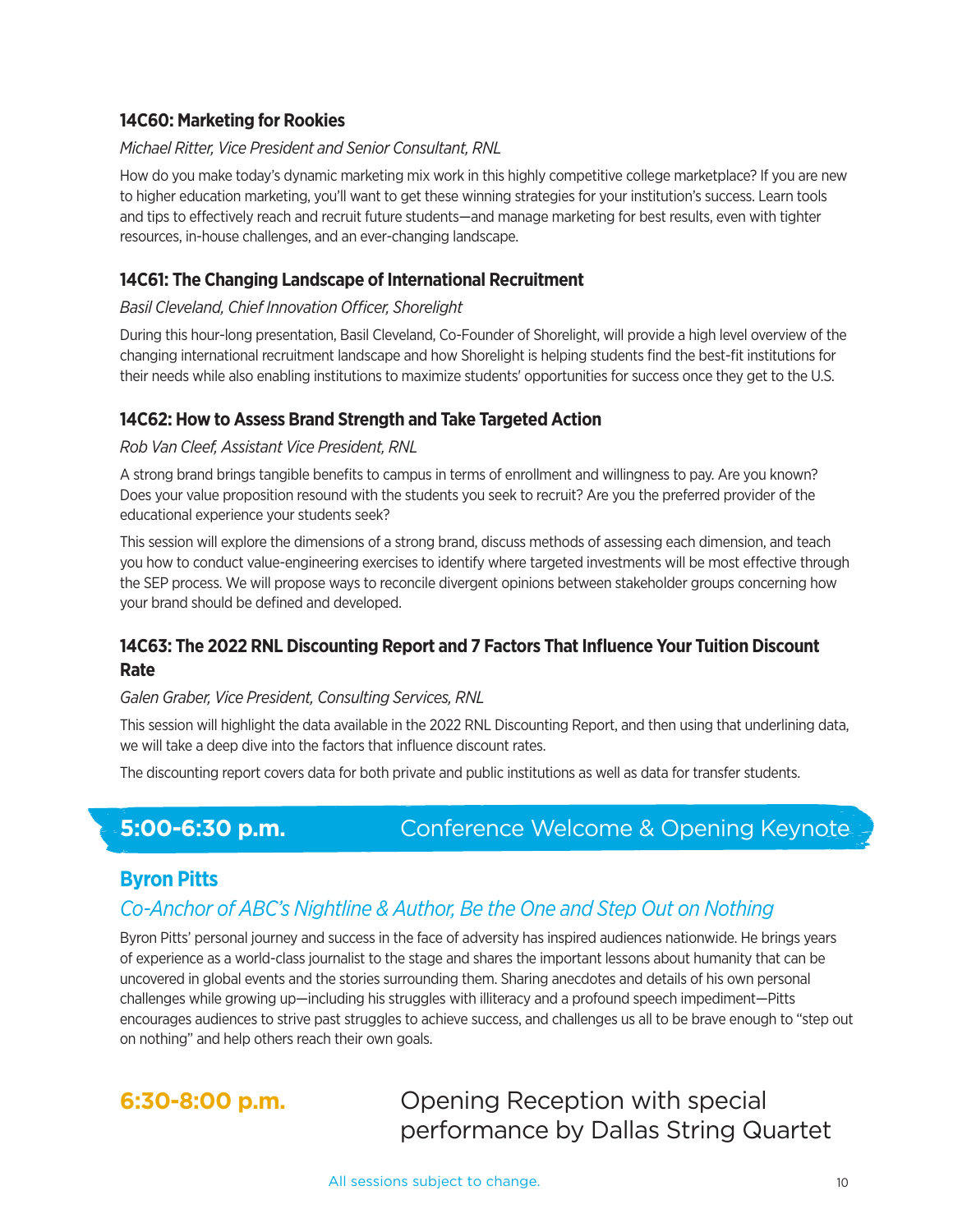### 14C60: Marketing for Rookies

*Michael Ritter, Vice President and Senior Consultant, RNL*

How do you make today's dynamic marketing mix work in this highly competitive college marketplace? If you are new to higher education marketing, you'll want to get these winning strategies for your institution's success. Learn tools and tips to effectively reach and recruit future students—and manage marketing for best results, even with tighter resources, in-house challenges, and an ever-changing landscape.

### 14C61: The Changing Landscape of International Recruitment

*Basil Cleveland, Chief Innovation Officer, Shorelight*

During this hour-long presentation, Basil Cleveland, Co-Founder of Shorelight, will provide a high level overview of the changing international recruitment landscape and how Shorelight is helping students find the best-fit institutions for their needs while also enabling institutions to maximize students' opportunities for success once they get to the U.S.

### 14C62: How to Assess Brand Strength and Take Targeted Action

*Rob Van Cleef, Assistant Vice President, RNL*

A strong brand brings tangible benefits to campus in terms of enrollment and willingness to pay. Are you known? Does your value proposition resound with the students you seek to recruit? Are you the preferred provider of the educational experience your students seek?

This session will explore the dimensions of a strong brand, discuss methods of assessing each dimension, and teach you how to conduct value-engineering exercises to identify where targeted investments will be most effective through the SEP process. We will propose ways to reconcile divergent opinions between stakeholder groups concerning how your brand should be defined and developed.

### 14C63: The 2022 RNL Discounting Report and 7 Factors That Influence Your Tuition Discount Rate

*Galen Graber, Vice President, Consulting Services, RNL*

This session will highlight the data available in the 2022 RNL Discounting Report, and then using that underlining data, we will take a deep dive into the factors that influence discount rates.

The discounting report covers data for both private and public institutions as well as data for transfer students.

## 5:00-6:30 p.m. Conference Welcome & Opening Keynote

### Byron Pitts

*Co-Anchor of ABC's Nightline & Author, Be the One and Step Out on Nothing*

Byron Pitts' personal journey and success in the face of adversity has inspired audiences nationwide. He brings years of experience as a world-class journalist to the stage and shares the important lessons about humanity that can be uncovered in global events and the stories surrounding them. Sharing anecdotes and details of his own personal challenges while growing up—including his struggles with illiteracy and a profound speech impediment—Pitts encourages audiences to strive past struggles to achieve success, and challenges us all to be brave enough to "step out on nothing" and help others reach their own goals.

## 6:30-8:00 p.m. Opening Reception with special performance by Dallas String Quartet

All sessions subject to change.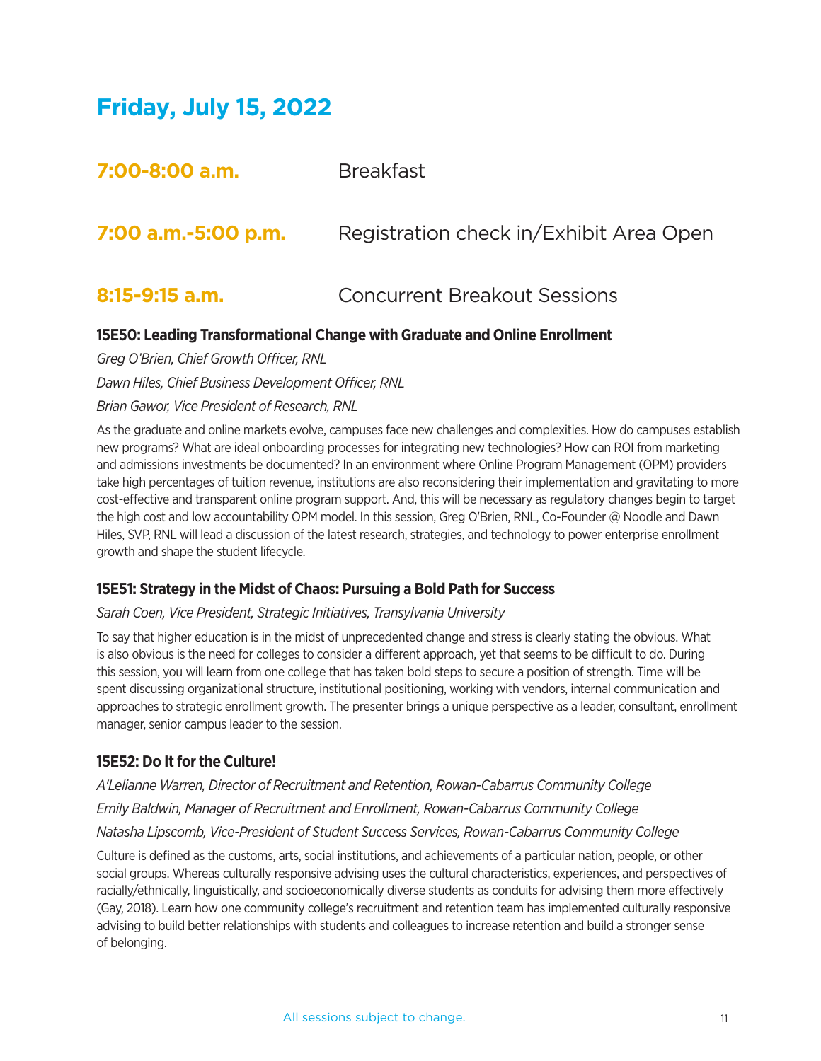# Friday, July 15, 2022

**7:00-8:00 a.m.** Breakfast

**7:00 a.m.-5:00 p.m.** Registration check in/Exhibit Area Open

**8:15-9:15 a.m.** Concurrent Breakout Sessions

### 15E50: Leading Transformational Change with Graduate and Online Enrollment

*Greg O'Brien, Chief Growth Officer, RNL*

*Dawn Hiles, Chief Business Development Officer, RNL*

*Brian Gawor, Vice President of Research, RNL*

As the graduate and online markets evolve, campuses face new challenges and complexities. How do campuses establish new programs? What are ideal onboarding processes for integrating new technologies? How can ROI from marketing and admissions investments be documented? In an environment where Online Program Management (OPM) providers take high percentages of tuition revenue, institutions are also reconsidering their implementation and gravitating to more cost-effective and transparent online program support. And, this will be necessary as regulatory changes begin to target the high cost and low accountability OPM model. In this session, Greg O'Brien, RNL, Co-Founder @ Noodle and Dawn Hiles, SVP, RNL will lead a discussion of the latest research, strategies, and technology to power enterprise enrollment growth and shape the student lifecycle.

### 15E51: Strategy in the Midst of Chaos: Pursuing a Bold Path for Success

*Sarah Coen, Vice President, Strategic Initiatives, Transylvania University*

To say that higher education is in the midst of unprecedented change and stress is clearly stating the obvious. What is also obvious is the need for colleges to consider a different approach, yet that seems to be difficult to do. During this session, you will learn from one college that has taken bold steps to secure a position of strength. Time will be spent discussing organizational structure, institutional positioning, working with vendors, internal communication and approaches to strategic enrollment growth. The presenter brings a unique perspective as a leader, consultant, enrollment manager, senior campus leader to the session.

### 15E52: Do It for the Culture!

*A'Lelianne Warren, Director of Recruitment and Retention, Rowan-Cabarrus Community College*

*Emily Baldwin, Manager of Recruitment and Enrollment, Rowan-Cabarrus Community College*

*Natasha Lipscomb, Vice-President of Student Success Services, Rowan-Cabarrus Community College*

Culture is defined as the customs, arts, social institutions, and achievements of a particular nation, people, or other social groups. Whereas culturally responsive advising uses the cultural characteristics, experiences, and perspectives of racially/ethnically, linguistically, and socioeconomically diverse students as conduits for advising them more effectively (Gay, 2018). Learn how one community college's recruitment and retention team has implemented culturally responsive advising to build better relationships with students and colleagues to increase retention and build a stronger sense of belonging.

All sessions subject to change.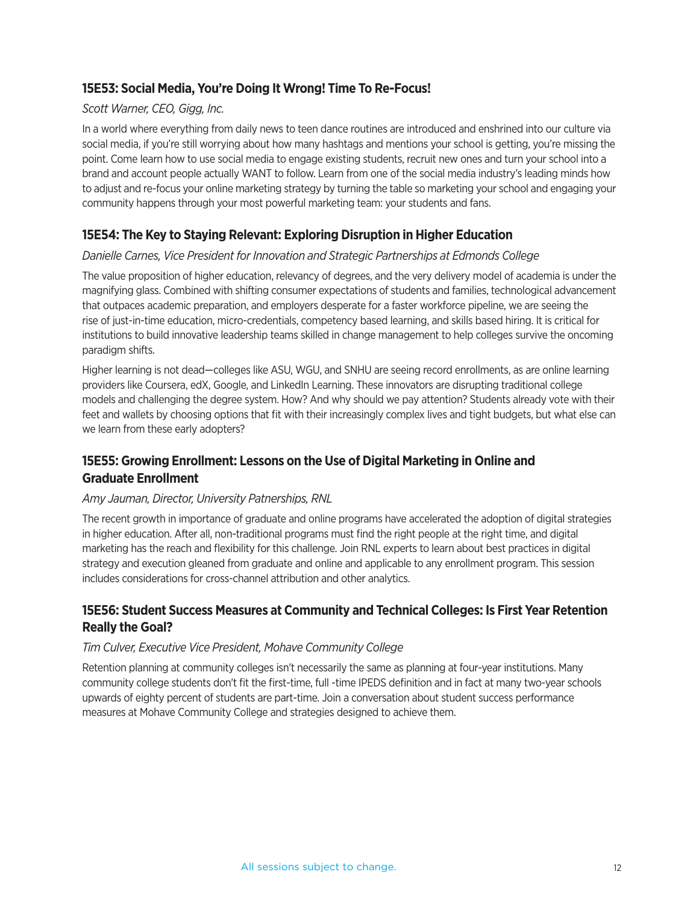### 15E53: Social Media, You're Doing It Wrong! Time To Re-Focus!

*Scott Warner, CEO, Gigg, Inc.*

In a world where everything from daily news to teen dance routines are introduced and enshrined into our culture via social media, if you're still worrying about how many hashtags and mentions your school is getting, you're missing the point. Come learn how to use social media to engage existing students, recruit new ones and turn your school into a brand and account people actually WANT to follow. Learn from one of the social media industry's leading minds how to adjust and re-focus your online marketing strategy by turning the table so marketing your school and engaging your community happens through your most powerful marketing team: your students and fans.

### 15E54: The Key to Staying Relevant: Exploring Disruption in Higher Education

*Danielle Carnes, Vice President for Innovation and Strategic Partnerships at Edmonds College*

The value proposition of higher education, relevancy of degrees, and the very delivery model of academia is under the magnifying glass. Combined with shifting consumer expectations of students and families, technological advancement that outpaces academic preparation, and employers desperate for a faster workforce pipeline, we are seeing the rise of just-in-time education, micro-credentials, competency based learning, and skills based hiring. It is critical for institutions to build innovative leadership teams skilled in change management to help colleges survive the oncoming paradigm shifts.

Higher learning is not dead—colleges like ASU, WGU, and SNHU are seeing record enrollments, as are online learning providers like Coursera, edX, Google, and LinkedIn Learning. These innovators are disrupting traditional college models and challenging the degree system. How? And why should we pay attention? Students already vote with their feet and wallets by choosing options that fit with their increasingly complex lives and tight budgets, but what else can we learn from these early adopters?

### 15E55: Growing Enrollment: Lessons on the Use of Digital Marketing in Online and Graduate Enrollment

*Amy Jauman, Director, University Patnerships, RNL*

The recent growth in importance of graduate and online programs have accelerated the adoption of digital strategies in higher education. After all, non-traditional programs must find the right people at the right time, and digital marketing has the reach and flexibility for this challenge. Join RNL experts to learn about best practices in digital strategy and execution gleaned from graduate and online and applicable to any enrollment program. This session includes considerations for cross-channel attribution and other analytics.

### 15E56: Student Success Measures at Community and Technical Colleges: Is First Year Retention Really the Goal?

*Tim Culver, Executive Vice President, Mohave Community College*

Retention planning at community colleges isn't necessarily the same as planning at four-year institutions. Many community college students don't fit the first-time, full -time IPEDS definition and in fact at many two-year schools upwards of eighty percent of students are part-time. Join a conversation about student success performance measures at Mohave Community College and strategies designed to achieve them.

All sessions subject to change.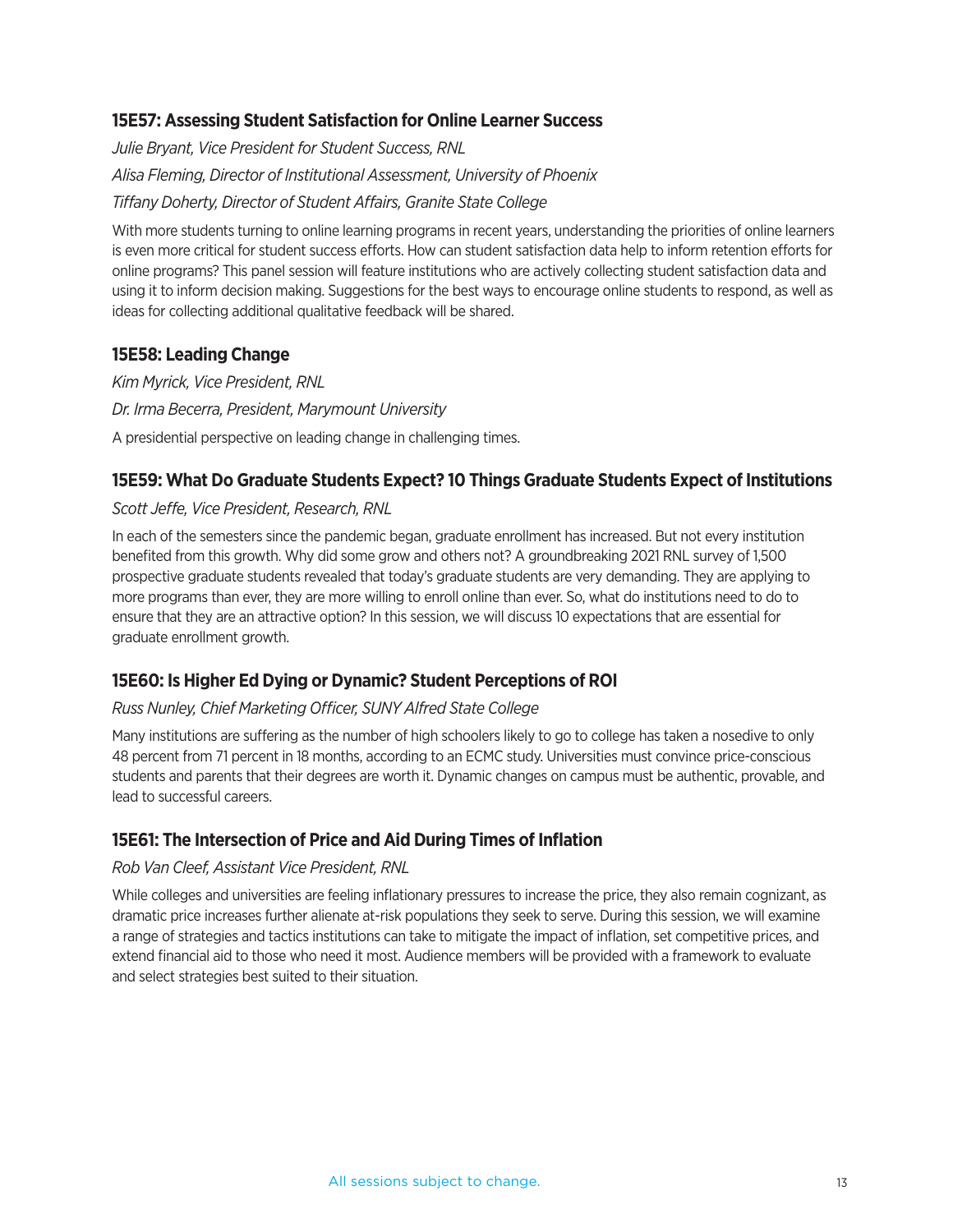### 15E57: Assessing Student Satisfaction for Online Learner Success

*Julie Bryant, Vice President for Student Success, RNL*

*Alisa Fleming, Director of Institutional Assessment, University of Phoenix*

*Tiffany Doherty, Director of Student Affairs, Granite State College*

With more students turning to online learning programs in recent years, understanding the priorities of online learners is even more critical for student success efforts. How can student satisfaction data help to inform retention efforts for online programs? This panel session will feature institutions who are actively collecting student satisfaction data and using it to inform decision making. Suggestions for the best ways to encourage online students to respond, as well as ideas for collecting additional qualitative feedback will be shared.

### 15E58: Leading Change

*Kim Myrick, Vice President, RNL*

*Dr. Irma Becerra, President, Marymount University*

A presidential perspective on leading change in challenging times.

### 15E59: What Do Graduate Students Expect? 10 Things Graduate Students Expect of Institutions

*Scott Jeffe, Vice President, Research, RNL*

In each of the semesters since the pandemic began, graduate enrollment has increased. But not every institution benefited from this growth. Why did some grow and others not? A groundbreaking 2021 RNL survey of 1,500 prospective graduate students revealed that today's graduate students are very demanding. They are applying to more programs than ever, they are more willing to enroll online than ever. So, what do institutions need to do to ensure that they are an attractive option? In this session, we will discuss 10 expectations that are essential for graduate enrollment growth.

### 15E60: Is Higher Ed Dying or Dynamic? Student Perceptions of ROI

*Russ Nunley, Chief Marketing Officer, SUNY Alfred State College*

Many institutions are suffering as the number of high schoolers likely to go to college has taken a nosedive to only 48 percent from 71 percent in 18 months, according to an ECMC study. Universities must convince price-conscious students and parents that their degrees are worth it. Dynamic changes on campus must be authentic, provable, and lead to successful careers.

### 15E61: The Intersection of Price and Aid During Times of Inflation

*Rob Van Cleef, Assistant Vice President, RNL*

While colleges and universities are feeling inflationary pressures to increase the price, they also remain cognizant, as dramatic price increases further alienate at-risk populations they seek to serve. During this session, we will examine a range of strategies and tactics institutions can take to mitigate the impact of inflation, set competitive prices, and extend financial aid to those who need it most. Audience members will be provided with a framework to evaluate and select strategies best suited to their situation.

All sessions subject to change.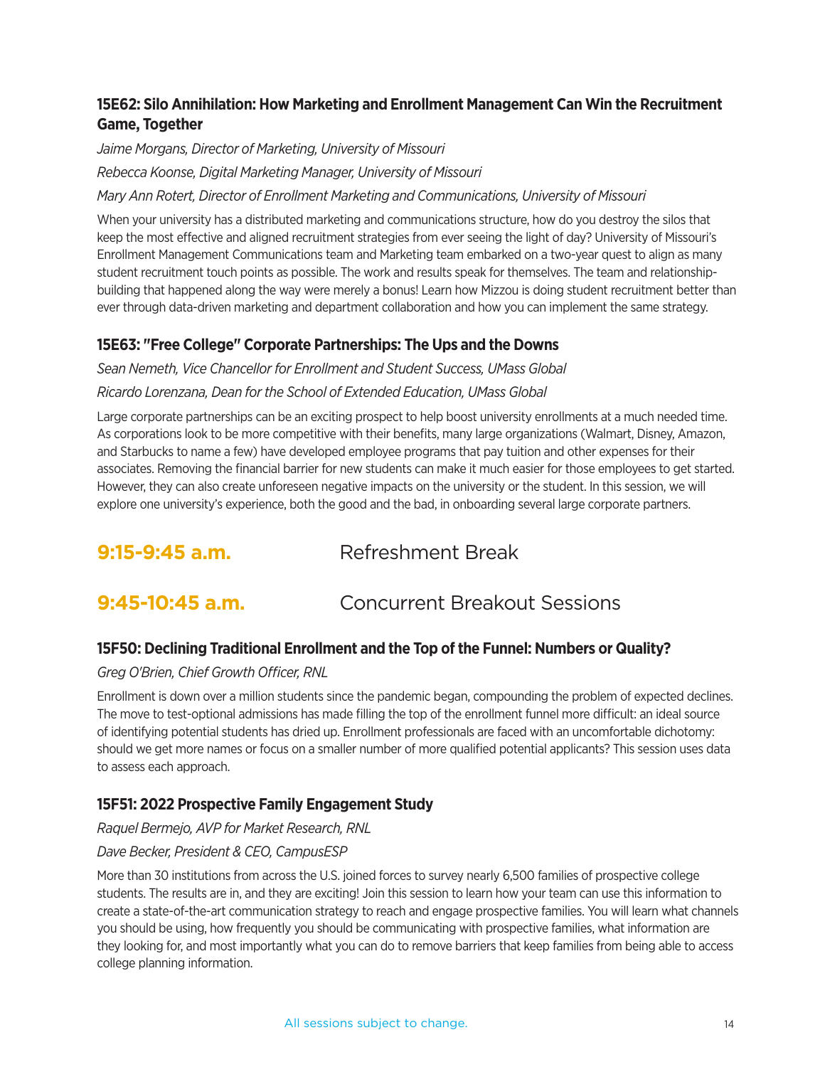### 15E62: Silo Annihilation: How Marketing and Enrollment Management Can Win the Recruitment Game, Together

*Jaime Morgans, Director of Marketing, University of Missouri*

*Rebecca Koonse, Digital Marketing Manager, University of Missouri*

*Mary Ann Rotert, Director of Enrollment Marketing and Communications, University of Missouri*

When your university has a distributed marketing and communications structure, how do you destroy the silos that keep the most effective and aligned recruitment strategies from ever seeing the light of day? University of Missouri's Enrollment Management Communications team and Marketing team embarked on a two-year quest to align as many student recruitment touch points as possible. The work and results speak for themselves. The team and relationship-building that happened along the way were merely a bonus! Learn how Mizzou is doing student recruitment better than ever through data-driven marketing and department collaboration and how you can implement the same strategy.

### 15E63: "Free College" Corporate Partnerships: The Ups and the Downs

*Sean Nemeth, Vice Chancellor for Enrollment and Student Success, UMass Global*

*Ricardo Lorenzana, Dean for the School of Extended Education, UMass Global*

Large corporate partnerships can be an exciting prospect to help boost university enrollments at a much needed time. As corporations look to be more competitive with their benefits, many large organizations (Walmart, Disney, Amazon, and Starbucks to name a few) have developed employee programs that pay tuition and other expenses for their associates. Removing the financial barrier for new students can make it much easier for those employees to get started. However, they can also create unforeseen negative impacts on the university or the student. In this session, we will explore one university's experience, both the good and the bad, in onboarding several large corporate partners.

## 9:15-9:45 a.m. Refreshment Break

## 9:45-10:45 a.m. Concurrent Breakout Sessions

### 15F50: Declining Traditional Enrollment and the Top of the Funnel: Numbers or Quality?

*Greg O'Brien, Chief Growth Officer, RNL*

Enrollment is down over a million students since the pandemic began, compounding the problem of expected declines. The move to test-optional admissions has made filling the top of the enrollment funnel more difficult: an ideal source of identifying potential students has dried up. Enrollment professionals are faced with an uncomfortable dichotomy: should we get more names or focus on a smaller number of more qualified potential applicants? This session uses data to assess each approach.

### 15F51: 2022 Prospective Family Engagement Study

*Raquel Bermejo, AVP for Market Research, RNL*

*Dave Becker, President & CEO, CampusESP*

More than 30 institutions from across the U.S. joined forces to survey nearly 6,500 families of prospective college students. The results are in, and they are exciting! Join this session to learn how your team can use this information to create a state-of-the-art communication strategy to reach and engage prospective families. You will learn what channels you should be using, how frequently you should be communicating with prospective families, what information are they looking for, and most importantly what you can do to remove barriers that keep families from being able to access college planning information.

All sessions subject to change.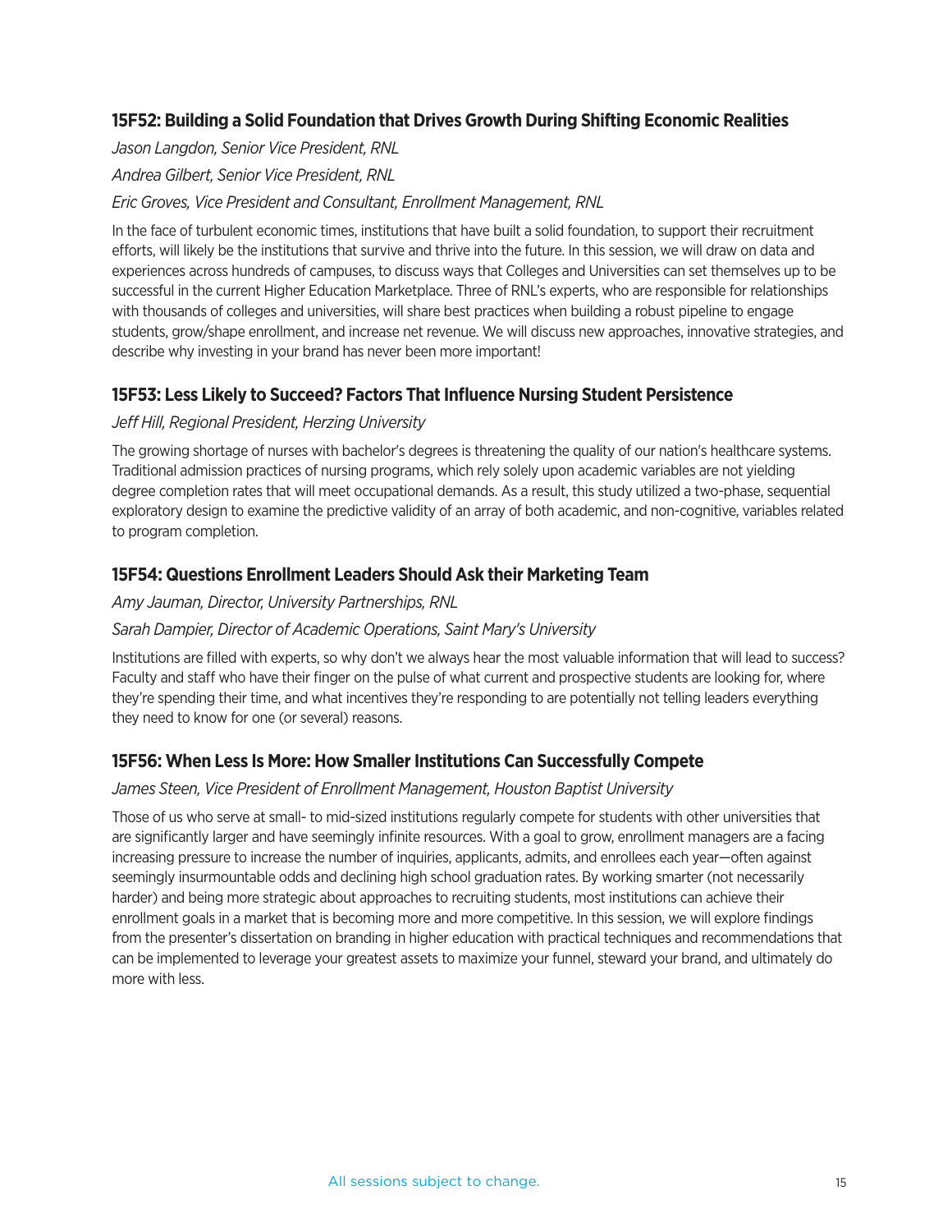### 15F52: Building a Solid Foundation that Drives Growth During Shifting Economic Realities

*Jason Langdon, Senior Vice President, RNL*

*Andrea Gilbert, Senior Vice President, RNL*

*Eric Groves, Vice President and Consultant, Enrollment Management, RNL*

In the face of turbulent economic times, institutions that have built a solid foundation, to support their recruitment efforts, will likely be the institutions that survive and thrive into the future. In this session, we will draw on data and experiences across hundreds of campuses, to discuss ways that Colleges and Universities can set themselves up to be successful in the current Higher Education Marketplace. Three of RNL's experts, who are responsible for relationships with thousands of colleges and universities, will share best practices when building a robust pipeline to engage students, grow/shape enrollment, and increase net revenue. We will discuss new approaches, innovative strategies, and describe why investing in your brand has never been more important!

### 15F53: Less Likely to Succeed? Factors That Influence Nursing Student Persistence

*Jeff Hill, Regional President, Herzing University*

The growing shortage of nurses with bachelor's degrees is threatening the quality of our nation's healthcare systems. Traditional admission practices of nursing programs, which rely solely upon academic variables are not yielding degree completion rates that will meet occupational demands. As a result, this study utilized a two-phase, sequential exploratory design to examine the predictive validity of an array of both academic, and non-cognitive, variables related to program completion.

### 15F54: Questions Enrollment Leaders Should Ask their Marketing Team

*Amy Jauman, Director, University Partnerships, RNL*

*Sarah Dampier, Director of Academic Operations, Saint Mary's University*

Institutions are filled with experts, so why don't we always hear the most valuable information that will lead to success? Faculty and staff who have their finger on the pulse of what current and prospective students are looking for, where they're spending their time, and what incentives they're responding to are potentially not telling leaders everything they need to know for one (or several) reasons.

### 15F56: When Less Is More: How Smaller Institutions Can Successfully Compete

*James Steen, Vice President of Enrollment Management, Houston Baptist University*

Those of us who serve at small- to mid-sized institutions regularly compete for students with other universities that are significantly larger and have seemingly infinite resources. With a goal to grow, enrollment managers are a facing increasing pressure to increase the number of inquiries, applicants, admits, and enrollees each year—often against seemingly insurmountable odds and declining high school graduation rates. By working smarter (not necessarily harder) and being more strategic about approaches to recruiting students, most institutions can achieve their enrollment goals in a market that is becoming more and more competitive. In this session, we will explore findings from the presenter's dissertation on branding in higher education with practical techniques and recommendations that can be implemented to leverage your greatest assets to maximize your funnel, steward your brand, and ultimately do more with less.

All sessions subject to change.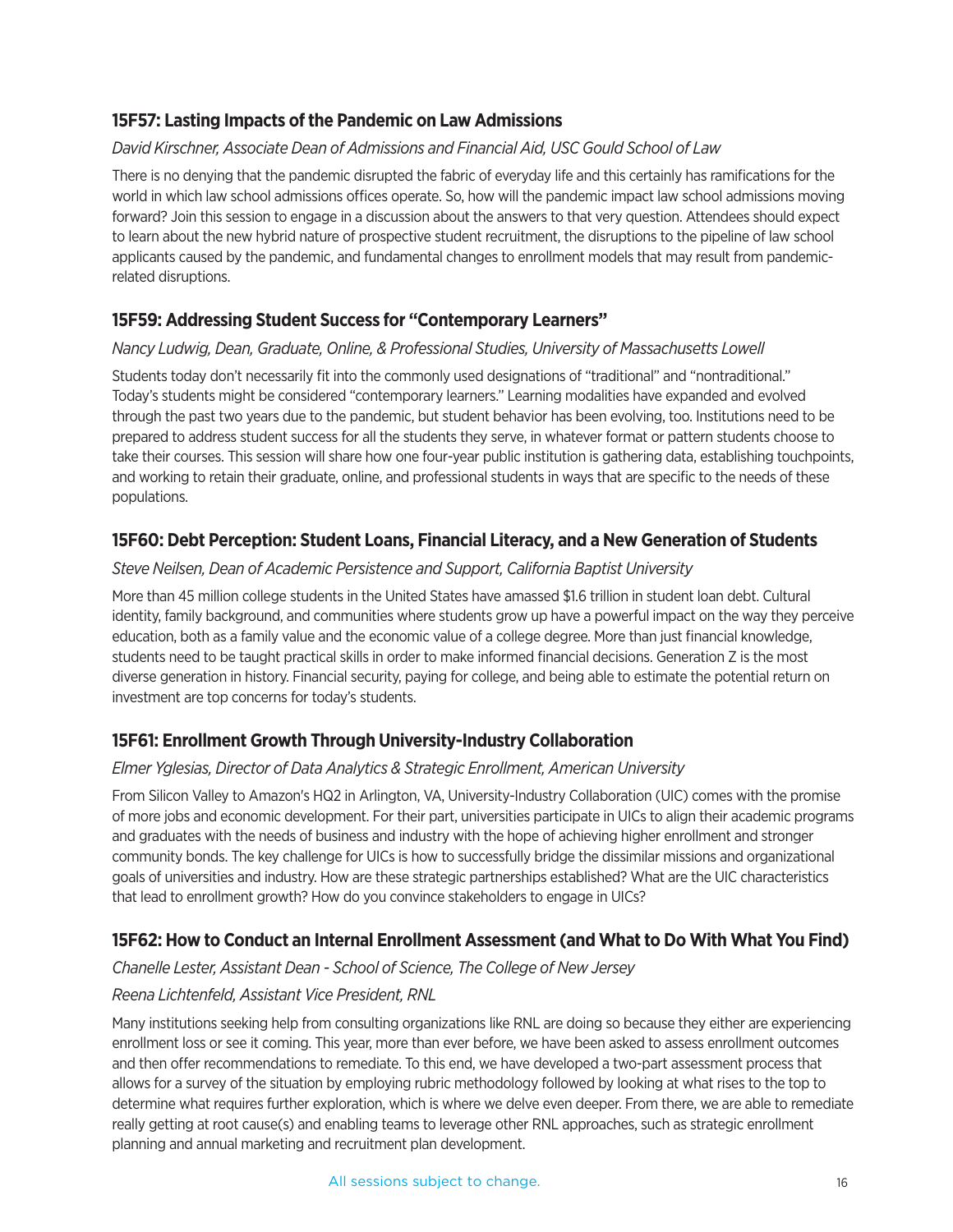### 15F57: Lasting Impacts of the Pandemic on Law Admissions

*David Kirschner, Associate Dean of Admissions and Financial Aid, USC Gould School of Law*

There is no denying that the pandemic disrupted the fabric of everyday life and this certainly has ramifications for the world in which law school admissions offices operate. So, how will the pandemic impact law school admissions moving forward? Join this session to engage in a discussion about the answers to that very question. Attendees should expect to learn about the new hybrid nature of prospective student recruitment, the disruptions to the pipeline of law school applicants caused by the pandemic, and fundamental changes to enrollment models that may result from pandemic-related disruptions.

### 15F59: Addressing Student Success for "Contemporary Learners"

*Nancy Ludwig, Dean, Graduate, Online, & Professional Studies, University of Massachusetts Lowell*

Students today don't necessarily fit into the commonly used designations of "traditional" and "nontraditional." Today's students might be considered "contemporary learners." Learning modalities have expanded and evolved through the past two years due to the pandemic, but student behavior has been evolving, too. Institutions need to be prepared to address student success for all the students they serve, in whatever format or pattern students choose to take their courses. This session will share how one four-year public institution is gathering data, establishing touchpoints, and working to retain their graduate, online, and professional students in ways that are specific to the needs of these populations.

### 15F60: Debt Perception: Student Loans, Financial Literacy, and a New Generation of Students

*Steve Neilsen, Dean of Academic Persistence and Support, California Baptist University*

More than 45 million college students in the United States have amassed $1.6 trillion in student loan debt. Cultural identity, family background, and communities where students grow up have a powerful impact on the way they perceive education, both as a family value and the economic value of a college degree. More than just financial knowledge, students need to be taught practical skills in order to make informed financial decisions. Generation Z is the most diverse generation in history. Financial security, paying for college, and being able to estimate the potential return on investment are top concerns for today's students.

### 15F61: Enrollment Growth Through University-Industry Collaboration

*Elmer Yglesias, Director of Data Analytics & Strategic Enrollment, American University*

From Silicon Valley to Amazon's HQ2 in Arlington, VA, University-Industry Collaboration (UIC) comes with the promise of more jobs and economic development. For their part, universities participate in UICs to align their academic programs and graduates with the needs of business and industry with the hope of achieving higher enrollment and stronger community bonds. The key challenge for UICs is how to successfully bridge the dissimilar missions and organizational goals of universities and industry. How are these strategic partnerships established? What are the UIC characteristics that lead to enrollment growth? How do you convince stakeholders to engage in UICs?

### 15F62: How to Conduct an Internal Enrollment Assessment (and What to Do With What You Find)

*Chanelle Lester, Assistant Dean - School of Science, The College of New Jersey*

*Reena Lichtenfeld, Assistant Vice President, RNL*

Many institutions seeking help from consulting organizations like RNL are doing so because they either are experiencing enrollment loss or see it coming. This year, more than ever before, we have been asked to assess enrollment outcomes and then offer recommendations to remediate. To this end, we have developed a two-part assessment process that allows for a survey of the situation by employing rubric methodology followed by looking at what rises to the top to determine what requires further exploration, which is where we delve even deeper. From there, we are able to remediate really getting at root cause(s) and enabling teams to leverage other RNL approaches, such as strategic enrollment planning and annual marketing and recruitment plan development.

All sessions subject to change.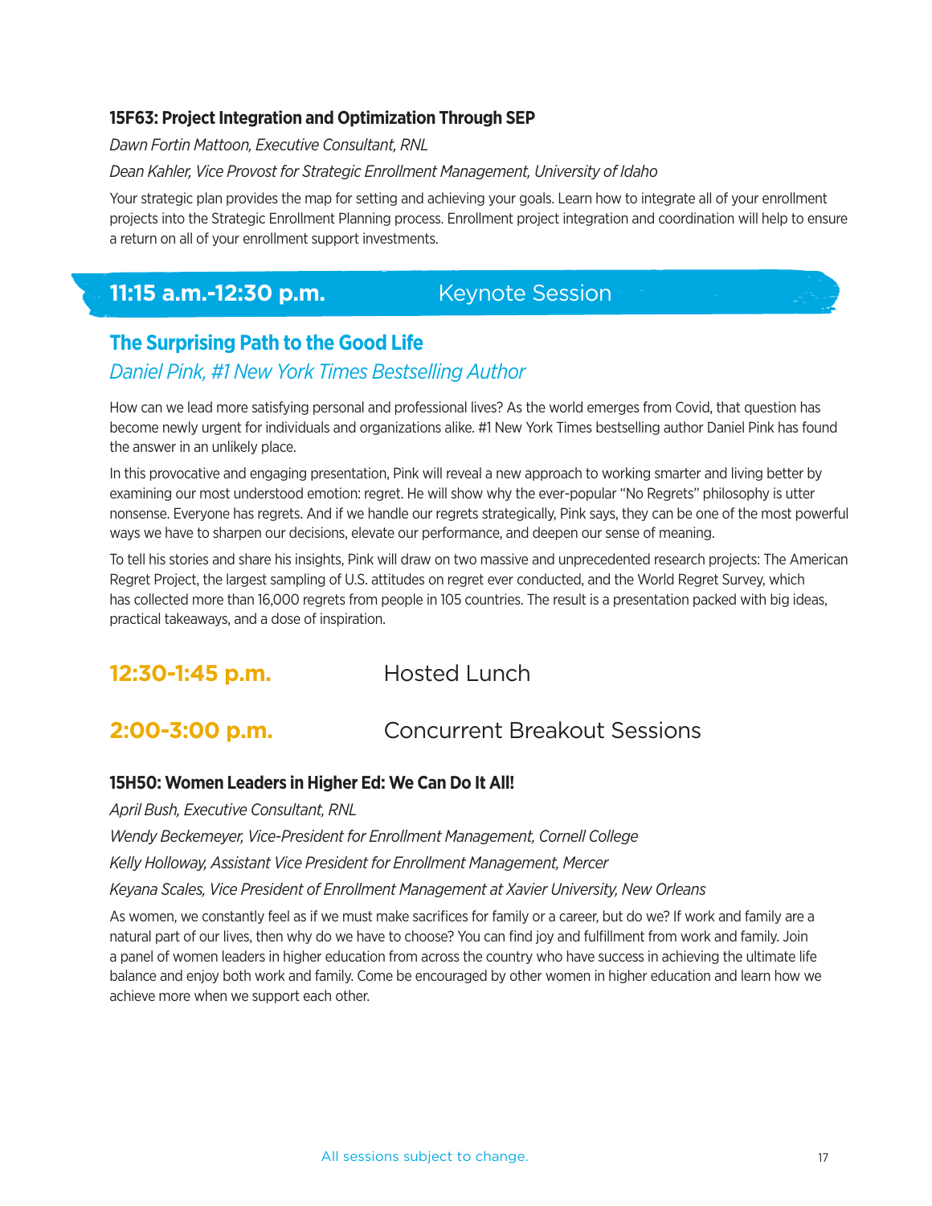### 15F63: Project Integration and Optimization Through SEP

*Dawn Fortin Mattoon, Executive Consultant, RNL*

*Dean Kahler, Vice Provost for Strategic Enrollment Management, University of Idaho*

Your strategic plan provides the map for setting and achieving your goals. Learn how to integrate all of your enrollment projects into the Strategic Enrollment Planning process. Enrollment project integration and coordination will help to ensure a return on all of your enrollment support investments.

## 11:15 a.m.-12:30 p.m. Keynote Session

### The Surprising Path to the Good Life

*Daniel Pink, #1 New York Times Bestselling Author*

How can we lead more satisfying personal and professional lives? As the world emerges from Covid, that question has become newly urgent for individuals and organizations alike. #1 New York Times bestselling author Daniel Pink has found the answer in an unlikely place.

In this provocative and engaging presentation, Pink will reveal a new approach to working smarter and living better by examining our most understood emotion: regret. He will show why the ever-popular "No Regrets" philosophy is utter nonsense. Everyone has regrets. And if we handle our regrets strategically, Pink says, they can be one of the most powerful ways we have to sharpen our decisions, elevate our performance, and deepen our sense of meaning.

To tell his stories and share his insights, Pink will draw on two massive and unprecedented research projects: The American Regret Project, the largest sampling of U.S. attitudes on regret ever conducted, and the World Regret Survey, which has collected more than 16,000 regrets from people in 105 countries. The result is a presentation packed with big ideas, practical takeaways, and a dose of inspiration.

## 12:30-1:45 p.m. Hosted Lunch

## 2:00-3:00 p.m. Concurrent Breakout Sessions

### 15H50: Women Leaders in Higher Ed: We Can Do It All!

*April Bush, Executive Consultant, RNL*

*Wendy Beckemeyer, Vice-President for Enrollment Management, Cornell College*

*Kelly Holloway, Assistant Vice President for Enrollment Management, Mercer*

*Keyana Scales, Vice President of Enrollment Management at Xavier University, New Orleans*

As women, we constantly feel as if we must make sacrifices for family or a career, but do we? If work and family are a natural part of our lives, then why do we have to choose? You can find joy and fulfillment from work and family. Join a panel of women leaders in higher education from across the country who have success in achieving the ultimate life balance and enjoy both work and family. Come be encouraged by other women in higher education and learn how we achieve more when we support each other.

All sessions subject to change.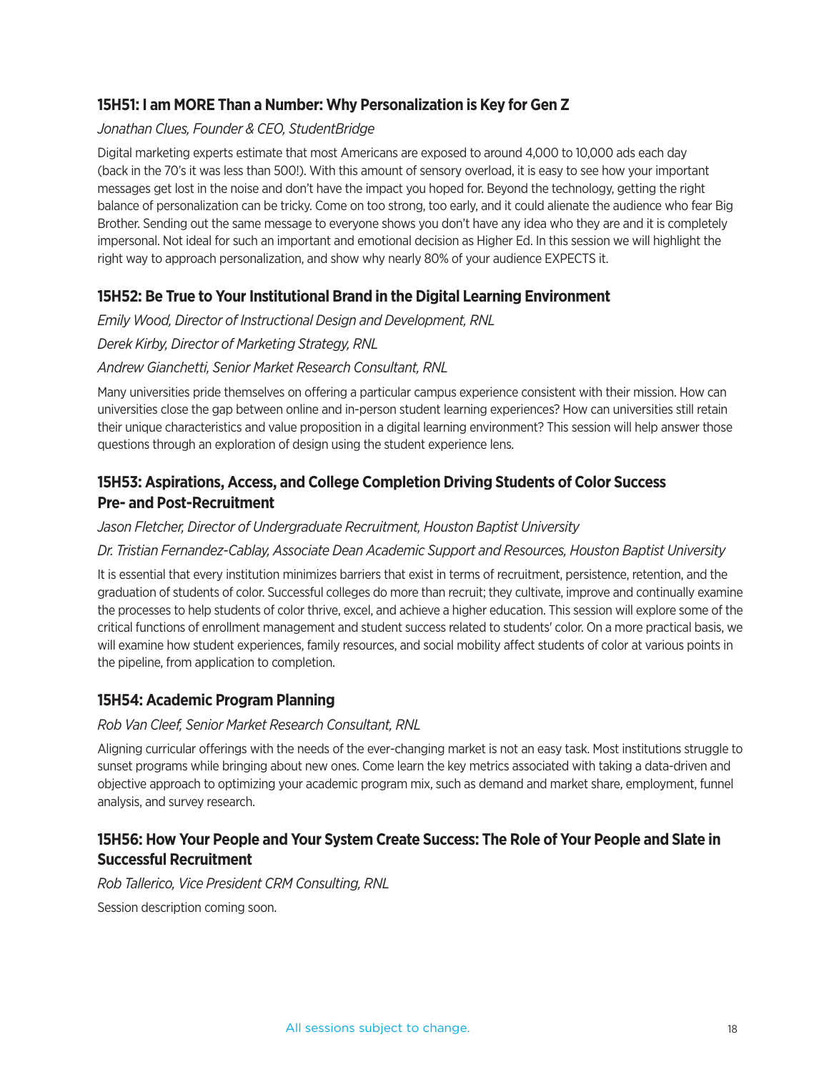### 15H51: I am MORE Than a Number: Why Personalization is Key for Gen Z

*Jonathan Clues, Founder & CEO, StudentBridge*

Digital marketing experts estimate that most Americans are exposed to around 4,000 to 10,000 ads each day (back in the 70's it was less than 500!). With this amount of sensory overload, it is easy to see how your important messages get lost in the noise and don't have the impact you hoped for. Beyond the technology, getting the right balance of personalization can be tricky. Come on too strong, too early, and it could alienate the audience who fear Big Brother. Sending out the same message to everyone shows you don't have any idea who they are and it is completely impersonal. Not ideal for such an important and emotional decision as Higher Ed. In this session we will highlight the right way to approach personalization, and show why nearly 80% of your audience EXPECTS it.

### 15H52: Be True to Your Institutional Brand in the Digital Learning Environment

*Emily Wood, Director of Instructional Design and Development, RNL*

*Derek Kirby, Director of Marketing Strategy, RNL*

*Andrew Gianchetti, Senior Market Research Consultant, RNL*

Many universities pride themselves on offering a particular campus experience consistent with their mission. How can universities close the gap between online and in-person student learning experiences? How can universities still retain their unique characteristics and value proposition in a digital learning environment? This session will help answer those questions through an exploration of design using the student experience lens.

### 15H53: Aspirations, Access, and College Completion Driving Students of Color Success Pre- and Post-Recruitment

*Jason Fletcher, Director of Undergraduate Recruitment, Houston Baptist University*

*Dr. Tristian Fernandez-Cablay, Associate Dean Academic Support and Resources, Houston Baptist University*

It is essential that every institution minimizes barriers that exist in terms of recruitment, persistence, retention, and the graduation of students of color. Successful colleges do more than recruit; they cultivate, improve and continually examine the processes to help students of color thrive, excel, and achieve a higher education. This session will explore some of the critical functions of enrollment management and student success related to students' color. On a more practical basis, we will examine how student experiences, family resources, and social mobility affect students of color at various points in the pipeline, from application to completion.

### 15H54: Academic Program Planning

*Rob Van Cleef, Senior Market Research Consultant, RNL*

Aligning curricular offerings with the needs of the ever-changing market is not an easy task. Most institutions struggle to sunset programs while bringing about new ones. Come learn the key metrics associated with taking a data-driven and objective approach to optimizing your academic program mix, such as demand and market share, employment, funnel analysis, and survey research.

### 15H56: How Your People and Your System Create Success: The Role of Your People and Slate in Successful Recruitment

*Rob Tallerico, Vice President CRM Consulting, RNL*

Session description coming soon.

All sessions subject to change.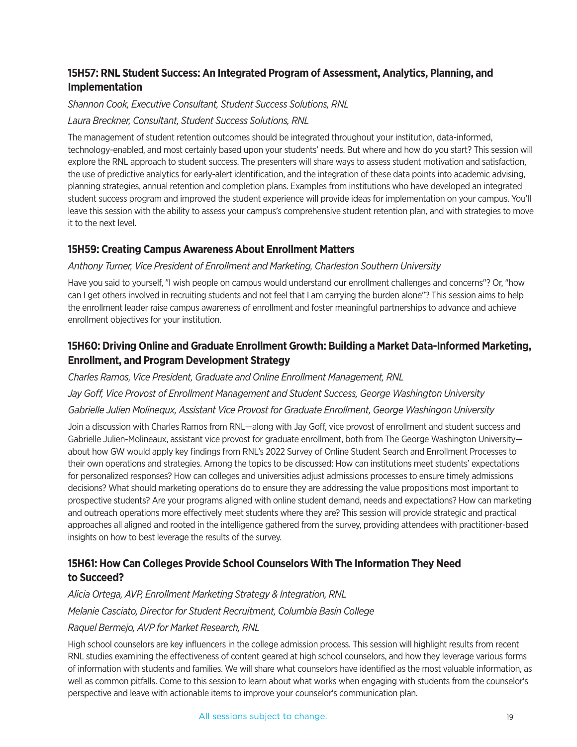### 15H57: RNL Student Success: An Integrated Program of Assessment, Analytics, Planning, and Implementation

*Shannon Cook, Executive Consultant, Student Success Solutions, RNL*

*Laura Breckner, Consultant, Student Success Solutions, RNL*

The management of student retention outcomes should be integrated throughout your institution, data-informed, technology-enabled, and most certainly based upon your students' needs. But where and how do you start? This session will explore the RNL approach to student success. The presenters will share ways to assess student motivation and satisfaction, the use of predictive analytics for early-alert identification, and the integration of these data points into academic advising, planning strategies, annual retention and completion plans. Examples from institutions who have developed an integrated student success program and improved the student experience will provide ideas for implementation on your campus. You'll leave this session with the ability to assess your campus's comprehensive student retention plan, and with strategies to move it to the next level.

### 15H59: Creating Campus Awareness About Enrollment Matters

*Anthony Turner, Vice President of Enrollment and Marketing, Charleston Southern University*

Have you said to yourself, "I wish people on campus would understand our enrollment challenges and concerns"? Or, "how can I get others involved in recruiting students and not feel that I am carrying the burden alone"? This session aims to help the enrollment leader raise campus awareness of enrollment and foster meaningful partnerships to advance and achieve enrollment objectives for your institution.

### 15H60: Driving Online and Graduate Enrollment Growth: Building a Market Data-Informed Marketing, Enrollment, and Program Development Strategy

*Charles Ramos, Vice President, Graduate and Online Enrollment Management, RNL*

*Jay Goff, Vice Provost of Enrollment Management and Student Success, George Washington University*

*Gabrielle Julien Molinequx, Assistant Vice Provost for Graduate Enrollment, George Washingon University*

Join a discussion with Charles Ramos from RNL—along with Jay Goff, vice provost of enrollment and student success and Gabrielle Julien-Molineaux, assistant vice provost for graduate enrollment, both from The George Washington University—about how GW would apply key findings from RNL's 2022 Survey of Online Student Search and Enrollment Processes to their own operations and strategies. Among the topics to be discussed: How can institutions meet students' expectations for personalized responses? How can colleges and universities adjust admissions processes to ensure timely admissions decisions? What should marketing operations do to ensure they are addressing the value propositions most important to prospective students? Are your programs aligned with online student demand, needs and expectations? How can marketing and outreach operations more effectively meet students where they are? This session will provide strategic and practical approaches all aligned and rooted in the intelligence gathered from the survey, providing attendees with practitioner-based insights on how to best leverage the results of the survey.

### 15H61: How Can Colleges Provide School Counselors With The Information They Need to Succeed?

*Alicia Ortega, AVP, Enrollment Marketing Strategy & Integration, RNL*

*Melanie Casciato, Director for Student Recruitment, Columbia Basin College*

*Raquel Bermejo, AVP for Market Research, RNL*

High school counselors are key influencers in the college admission process. This session will highlight results from recent RNL studies examining the effectiveness of content geared at high school counselors, and how they leverage various forms of information with students and families. We will share what counselors have identified as the most valuable information, as well as common pitfalls. Come to this session to learn about what works when engaging with students from the counselor's perspective and leave with actionable items to improve your counselor's communication plan.

All sessions subject to change.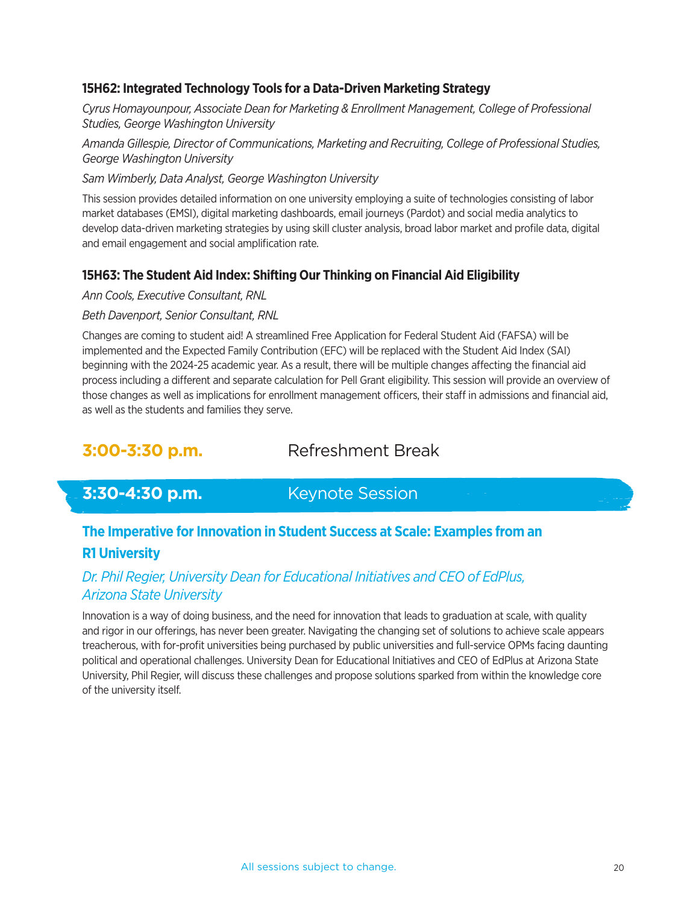### 15H62: Integrated Technology Tools for a Data-Driven Marketing Strategy

*Cyrus Homayounpour, Associate Dean for Marketing & Enrollment Management, College of Professional Studies, George Washington University*

*Amanda Gillespie, Director of Communications, Marketing and Recruiting, College of Professional Studies, George Washington University*

*Sam Wimberly, Data Analyst, George Washington University*

This session provides detailed information on one university employing a suite of technologies consisting of labor market databases (EMSI), digital marketing dashboards, email journeys (Pardot) and social media analytics to develop data-driven marketing strategies by using skill cluster analysis, broad labor market and profile data, digital and email engagement and social amplification rate.

### 15H63: The Student Aid Index: Shifting Our Thinking on Financial Aid Eligibility

*Ann Cools, Executive Consultant, RNL*

*Beth Davenport, Senior Consultant, RNL*

Changes are coming to student aid! A streamlined Free Application for Federal Student Aid (FAFSA) will be implemented and the Expected Family Contribution (EFC) will be replaced with the Student Aid Index (SAI) beginning with the 2024-25 academic year. As a result, there will be multiple changes affecting the financial aid process including a different and separate calculation for Pell Grant eligibility. This session will provide an overview of those changes as well as implications for enrollment management officers, their staff in admissions and financial aid, as well as the students and families they serve.

## 3:00-3:30 p.m. Refreshment Break

## 3:30-4:30 p.m. Keynote Session

### The Imperative for Innovation in Student Success at Scale: Examples from an R1 University

*Dr. Phil Regier, University Dean for Educational Initiatives and CEO of EdPlus, Arizona State University*

Innovation is a way of doing business, and the need for innovation that leads to graduation at scale, with quality and rigor in our offerings, has never been greater. Navigating the changing set of solutions to achieve scale appears treacherous, with for-profit universities being purchased by public universities and full-service OPMs facing daunting political and operational challenges. University Dean for Educational Initiatives and CEO of EdPlus at Arizona State University, Phil Regier, will discuss these challenges and propose solutions sparked from within the knowledge core of the university itself.

All sessions subject to change.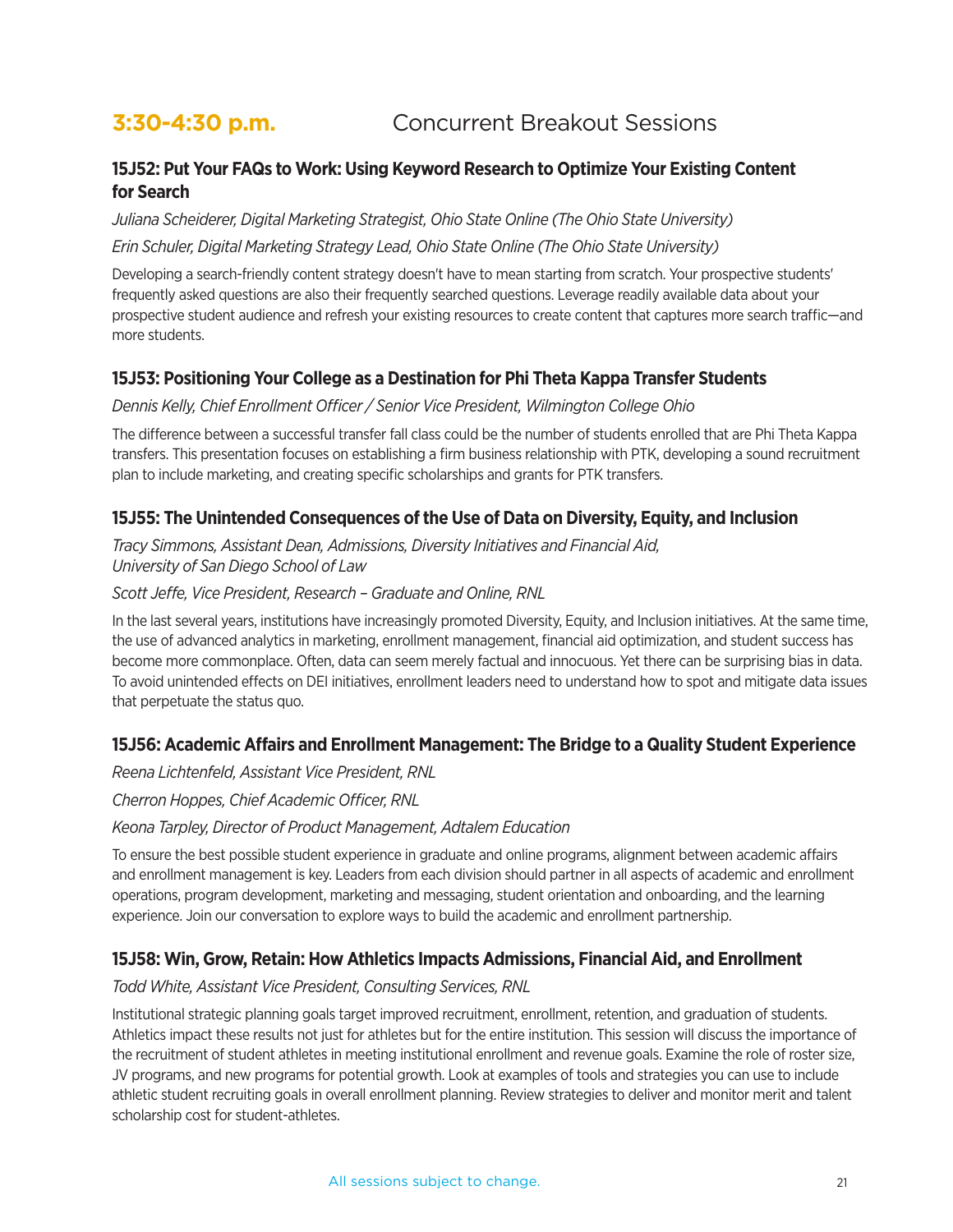## 3:30-4:30 p.m. Concurrent Breakout Sessions

### 15J52: Put Your FAQs to Work: Using Keyword Research to Optimize Your Existing Content for Search

*Juliana Scheiderer, Digital Marketing Strategist, Ohio State Online (The Ohio State University)*

*Erin Schuler, Digital Marketing Strategy Lead, Ohio State Online (The Ohio State University)*

Developing a search-friendly content strategy doesn't have to mean starting from scratch. Your prospective students' frequently asked questions are also their frequently searched questions. Leverage readily available data about your prospective student audience and refresh your existing resources to create content that captures more search traffic—and more students.

### 15J53: Positioning Your College as a Destination for Phi Theta Kappa Transfer Students

*Dennis Kelly, Chief Enrollment Officer / Senior Vice President, Wilmington College Ohio*

The difference between a successful transfer fall class could be the number of students enrolled that are Phi Theta Kappa transfers. This presentation focuses on establishing a firm business relationship with PTK, developing a sound recruitment plan to include marketing, and creating specific scholarships and grants for PTK transfers.

### 15J55: The Unintended Consequences of the Use of Data on Diversity, Equity, and Inclusion

*Tracy Simmons, Assistant Dean, Admissions, Diversity Initiatives and Financial Aid, University of San Diego School of Law*

*Scott Jeffe, Vice President, Research – Graduate and Online, RNL*

In the last several years, institutions have increasingly promoted Diversity, Equity, and Inclusion initiatives. At the same time, the use of advanced analytics in marketing, enrollment management, financial aid optimization, and student success has become more commonplace. Often, data can seem merely factual and innocuous. Yet there can be surprising bias in data. To avoid unintended effects on DEI initiatives, enrollment leaders need to understand how to spot and mitigate data issues that perpetuate the status quo.

### 15J56: Academic Affairs and Enrollment Management: The Bridge to a Quality Student Experience

*Reena Lichtenfeld, Assistant Vice President, RNL*

*Cherron Hoppes, Chief Academic Officer, RNL*

*Keona Tarpley, Director of Product Management, Adtalem Education*

To ensure the best possible student experience in graduate and online programs, alignment between academic affairs and enrollment management is key. Leaders from each division should partner in all aspects of academic and enrollment operations, program development, marketing and messaging, student orientation and onboarding, and the learning experience. Join our conversation to explore ways to build the academic and enrollment partnership.

### 15J58: Win, Grow, Retain: How Athletics Impacts Admissions, Financial Aid, and Enrollment

*Todd White, Assistant Vice President, Consulting Services, RNL*

Institutional strategic planning goals target improved recruitment, enrollment, retention, and graduation of students. Athletics impact these results not just for athletes but for the entire institution. This session will discuss the importance of the recruitment of student athletes in meeting institutional enrollment and revenue goals. Examine the role of roster size, JV programs, and new programs for potential growth. Look at examples of tools and strategies you can use to include athletic student recruiting goals in overall enrollment planning. Review strategies to deliver and monitor merit and talent scholarship cost for student-athletes.

All sessions subject to change.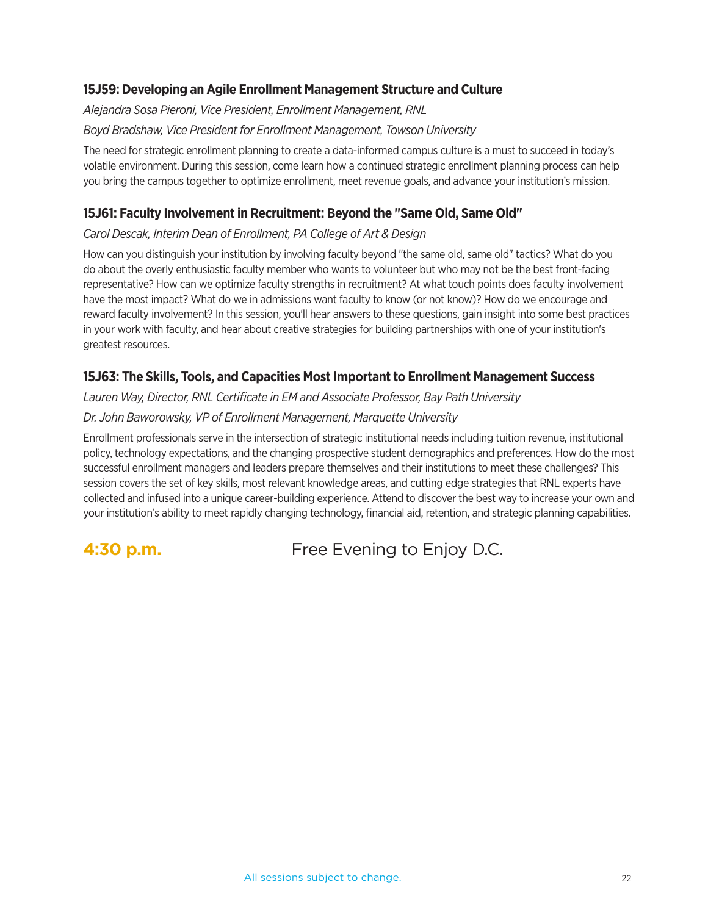### 15J59: Developing an Agile Enrollment Management Structure and Culture

*Alejandra Sosa Pieroni, Vice President, Enrollment Management, RNL*

*Boyd Bradshaw, Vice President for Enrollment Management, Towson University*

The need for strategic enrollment planning to create a data-informed campus culture is a must to succeed in today's volatile environment. During this session, come learn how a continued strategic enrollment planning process can help you bring the campus together to optimize enrollment, meet revenue goals, and advance your institution's mission.

### 15J61: Faculty Involvement in Recruitment: Beyond the "Same Old, Same Old"

*Carol Descak, Interim Dean of Enrollment, PA College of Art & Design*

How can you distinguish your institution by involving faculty beyond "the same old, same old" tactics? What do you do about the overly enthusiastic faculty member who wants to volunteer but who may not be the best front-facing representative? How can we optimize faculty strengths in recruitment? At what touch points does faculty involvement have the most impact? What do we in admissions want faculty to know (or not know)? How do we encourage and reward faculty involvement? In this session, you'll hear answers to these questions, gain insight into some best practices in your work with faculty, and hear about creative strategies for building partnerships with one of your institution's greatest resources.

### 15J63: The Skills, Tools, and Capacities Most Important to Enrollment Management Success

*Lauren Way, Director, RNL Certificate in EM and Associate Professor, Bay Path University*

*Dr. John Baworowsky, VP of Enrollment Management, Marquette University*

Enrollment professionals serve in the intersection of strategic institutional needs including tuition revenue, institutional policy, technology expectations, and the changing prospective student demographics and preferences. How do the most successful enrollment managers and leaders prepare themselves and their institutions to meet these challenges? This session covers the set of key skills, most relevant knowledge areas, and cutting edge strategies that RNL experts have collected and infused into a unique career-building experience. Attend to discover the best way to increase your own and your institution's ability to meet rapidly changing technology, financial aid, retention, and strategic planning capabilities.

## 4:30 p.m. Free Evening to Enjoy D.C.

All sessions subject to change.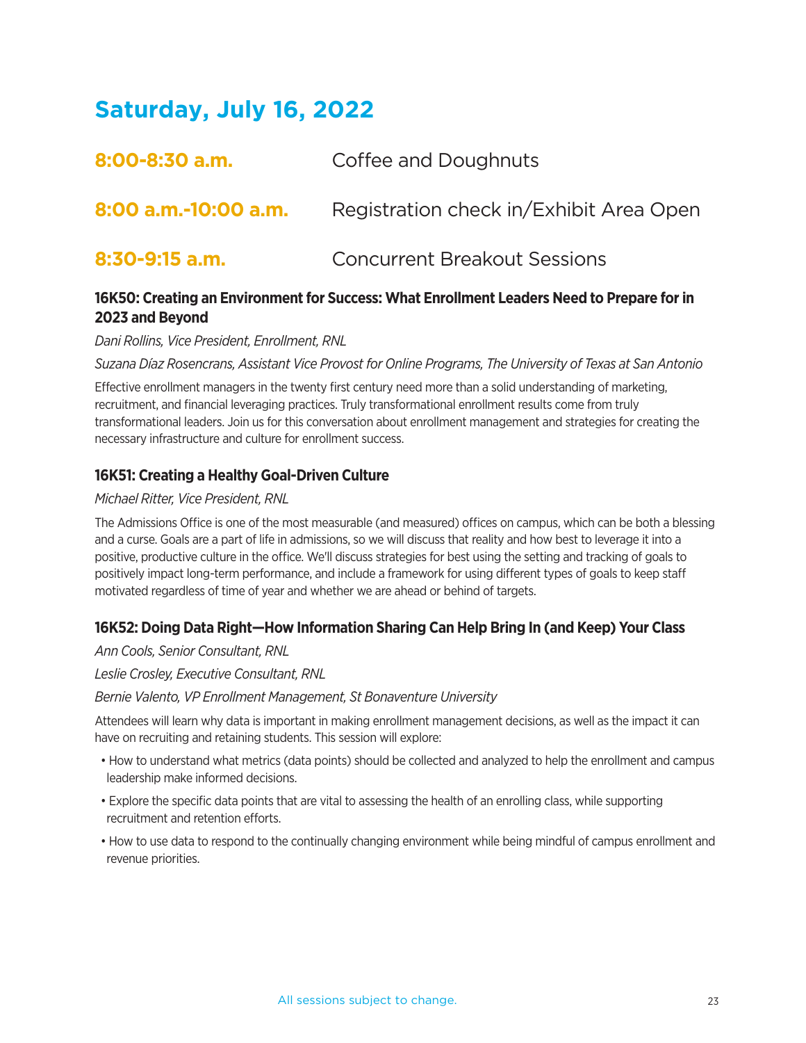# Saturday, July 16, 2022

**8:00-8:30 a.m.** Coffee and Doughnuts

**8:00 a.m.-10:00 a.m.** Registration check in/Exhibit Area Open

**8:30-9:15 a.m.** Concurrent Breakout Sessions

### 16K50: Creating an Environment for Success: What Enrollment Leaders Need to Prepare for in 2023 and Beyond

*Dani Rollins, Vice President, Enrollment, RNL*

*Suzana Díaz Rosencrans, Assistant Vice Provost for Online Programs, The University of Texas at San Antonio*

Effective enrollment managers in the twenty first century need more than a solid understanding of marketing, recruitment, and financial leveraging practices. Truly transformational enrollment results come from truly transformational leaders. Join us for this conversation about enrollment management and strategies for creating the necessary infrastructure and culture for enrollment success.

### 16K51: Creating a Healthy Goal-Driven Culture

*Michael Ritter, Vice President, RNL*

The Admissions Office is one of the most measurable (and measured) offices on campus, which can be both a blessing and a curse. Goals are a part of life in admissions, so we will discuss that reality and how best to leverage it into a positive, productive culture in the office. We'll discuss strategies for best using the setting and tracking of goals to positively impact long-term performance, and include a framework for using different types of goals to keep staff motivated regardless of time of year and whether we are ahead or behind of targets.

### 16K52: Doing Data Right—How Information Sharing Can Help Bring In (and Keep) Your Class

*Ann Cools, Senior Consultant, RNL*

*Leslie Crosley, Executive Consultant, RNL*

*Bernie Valento, VP Enrollment Management, St Bonaventure University*

Attendees will learn why data is important in making enrollment management decisions, as well as the impact it can have on recruiting and retaining students. This session will explore:

- How to understand what metrics (data points) should be collected and analyzed to help the enrollment and campus leadership make informed decisions.
- Explore the specific data points that are vital to assessing the health of an enrolling class, while supporting recruitment and retention efforts.
- How to use data to respond to the continually changing environment while being mindful of campus enrollment and revenue priorities.

All sessions subject to change.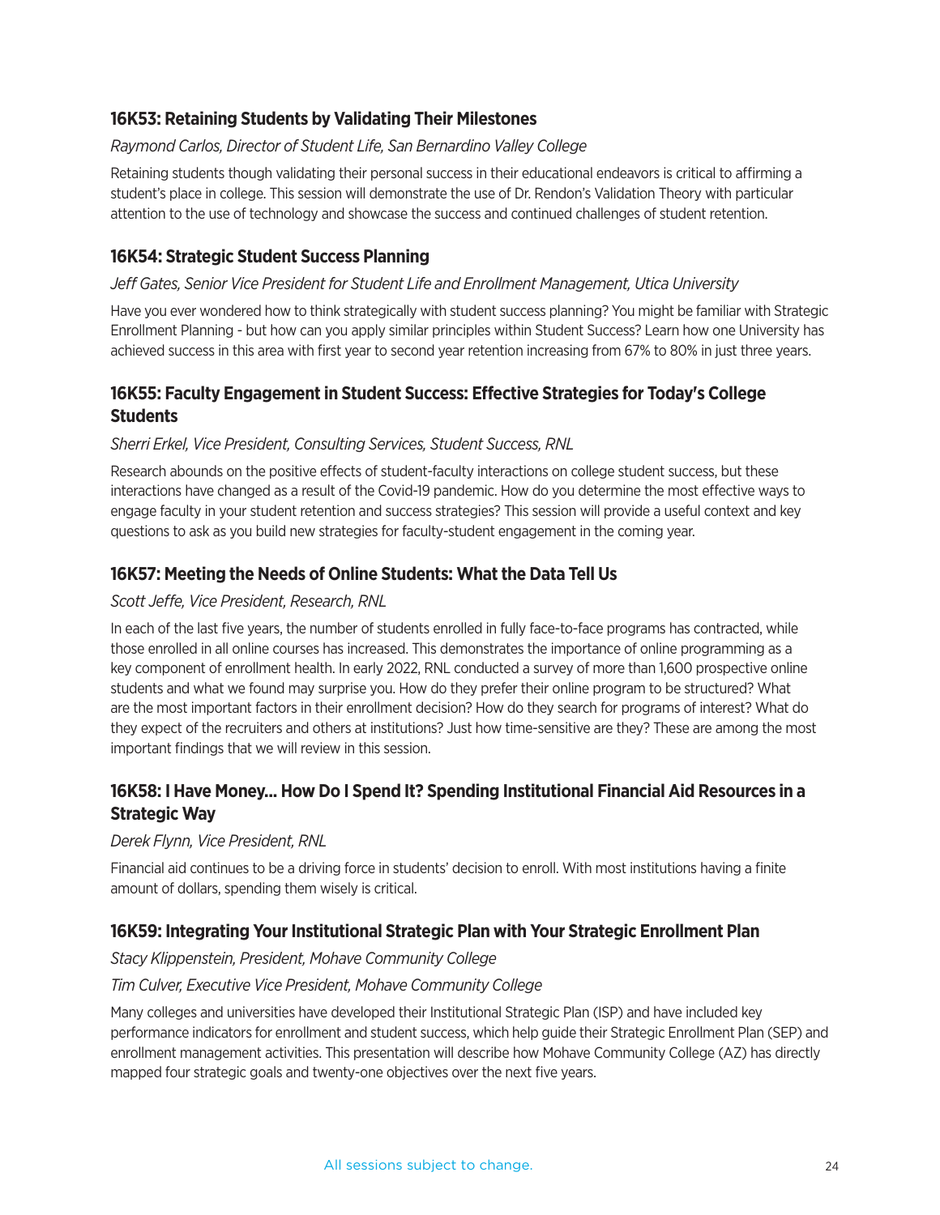### 16K53: Retaining Students by Validating Their Milestones

*Raymond Carlos, Director of Student Life, San Bernardino Valley College*

Retaining students though validating their personal success in their educational endeavors is critical to affirming a student's place in college. This session will demonstrate the use of Dr. Rendon's Validation Theory with particular attention to the use of technology and showcase the success and continued challenges of student retention.

### 16K54: Strategic Student Success Planning

*Jeff Gates, Senior Vice President for Student Life and Enrollment Management, Utica University*

Have you ever wondered how to think strategically with student success planning? You might be familiar with Strategic Enrollment Planning - but how can you apply similar principles within Student Success? Learn how one University has achieved success in this area with first year to second year retention increasing from 67% to 80% in just three years.

### 16K55: Faculty Engagement in Student Success: Effective Strategies for Today's College Students

*Sherri Erkel, Vice President, Consulting Services, Student Success, RNL*

Research abounds on the positive effects of student-faculty interactions on college student success, but these interactions have changed as a result of the Covid-19 pandemic. How do you determine the most effective ways to engage faculty in your student retention and success strategies? This session will provide a useful context and key questions to ask as you build new strategies for faculty-student engagement in the coming year.

### 16K57: Meeting the Needs of Online Students: What the Data Tell Us

*Scott Jeffe, Vice President, Research, RNL*

In each of the last five years, the number of students enrolled in fully face-to-face programs has contracted, while those enrolled in all online courses has increased. This demonstrates the importance of online programming as a key component of enrollment health. In early 2022, RNL conducted a survey of more than 1,600 prospective online students and what we found may surprise you. How do they prefer their online program to be structured? What are the most important factors in their enrollment decision? How do they search for programs of interest? What do they expect of the recruiters and others at institutions? Just how time-sensitive are they? These are among the most important findings that we will review in this session.

### 16K58: I Have Money… How Do I Spend It? Spending Institutional Financial Aid Resources in a Strategic Way

*Derek Flynn, Vice President, RNL*

Financial aid continues to be a driving force in students' decision to enroll. With most institutions having a finite amount of dollars, spending them wisely is critical.

### 16K59: Integrating Your Institutional Strategic Plan with Your Strategic Enrollment Plan

*Stacy Klippenstein, President, Mohave Community College*

*Tim Culver, Executive Vice President, Mohave Community College*

Many colleges and universities have developed their Institutional Strategic Plan (ISP) and have included key performance indicators for enrollment and student success, which help guide their Strategic Enrollment Plan (SEP) and enrollment management activities. This presentation will describe how Mohave Community College (AZ) has directly mapped four strategic goals and twenty-one objectives over the next five years.

All sessions subject to change.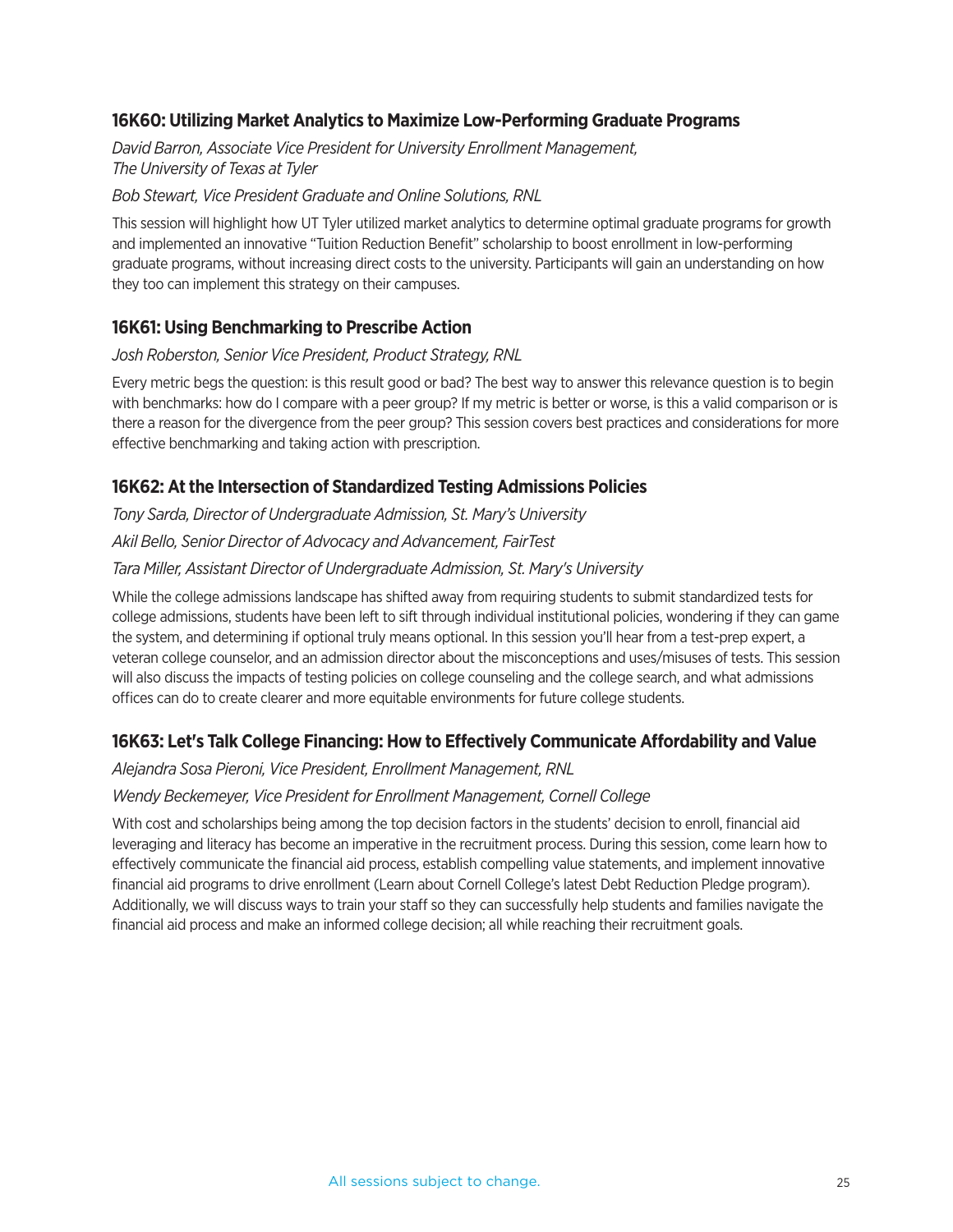### 16K60: Utilizing Market Analytics to Maximize Low-Performing Graduate Programs

*David Barron, Associate Vice President for University Enrollment Management, The University of Texas at Tyler*

*Bob Stewart, Vice President Graduate and Online Solutions, RNL*

This session will highlight how UT Tyler utilized market analytics to determine optimal graduate programs for growth and implemented an innovative "Tuition Reduction Benefit" scholarship to boost enrollment in low-performing graduate programs, without increasing direct costs to the university. Participants will gain an understanding on how they too can implement this strategy on their campuses.

### 16K61: Using Benchmarking to Prescribe Action

*Josh Roberston, Senior Vice President, Product Strategy, RNL*

Every metric begs the question: is this result good or bad? The best way to answer this relevance question is to begin with benchmarks: how do I compare with a peer group? If my metric is better or worse, is this a valid comparison or is there a reason for the divergence from the peer group? This session covers best practices and considerations for more effective benchmarking and taking action with prescription.

### 16K62: At the Intersection of Standardized Testing Admissions Policies

*Tony Sarda, Director of Undergraduate Admission, St. Mary's University*

*Akil Bello, Senior Director of Advocacy and Advancement, FairTest*

*Tara Miller, Assistant Director of Undergraduate Admission, St. Mary's University*

While the college admissions landscape has shifted away from requiring students to submit standardized tests for college admissions, students have been left to sift through individual institutional policies, wondering if they can game the system, and determining if optional truly means optional. In this session you'll hear from a test-prep expert, a veteran college counselor, and an admission director about the misconceptions and uses/misuses of tests. This session will also discuss the impacts of testing policies on college counseling and the college search, and what admissions offices can do to create clearer and more equitable environments for future college students.

### 16K63: Let's Talk College Financing: How to Effectively Communicate Affordability and Value

*Alejandra Sosa Pieroni, Vice President, Enrollment Management, RNL*

*Wendy Beckemeyer, Vice President for Enrollment Management, Cornell College*

With cost and scholarships being among the top decision factors in the students' decision to enroll, financial aid leveraging and literacy has become an imperative in the recruitment process. During this session, come learn how to effectively communicate the financial aid process, establish compelling value statements, and implement innovative financial aid programs to drive enrollment (Learn about Cornell College's latest Debt Reduction Pledge program). Additionally, we will discuss ways to train your staff so they can successfully help students and families navigate the financial aid process and make an informed college decision; all while reaching their recruitment goals.

All sessions subject to change.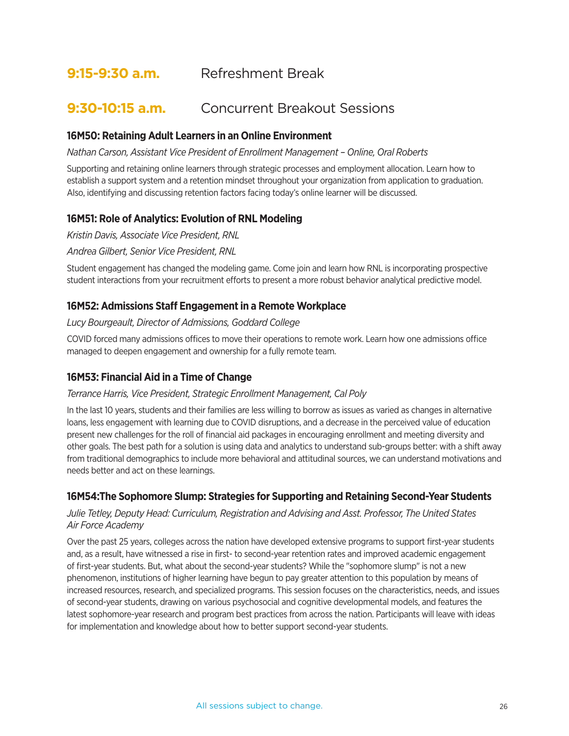## 9:15-9:30 a.m. Refreshment Break

## 9:30-10:15 a.m. Concurrent Breakout Sessions

### 16M50: Retaining Adult Learners in an Online Environment

*Nathan Carson, Assistant Vice President of Enrollment Management – Online, Oral Roberts*

Supporting and retaining online learners through strategic processes and employment allocation. Learn how to establish a support system and a retention mindset throughout your organization from application to graduation. Also, identifying and discussing retention factors facing today's online learner will be discussed.

### 16M51: Role of Analytics: Evolution of RNL Modeling

*Kristin Davis, Associate Vice President, RNL*

*Andrea Gilbert, Senior Vice President, RNL*

Student engagement has changed the modeling game. Come join and learn how RNL is incorporating prospective student interactions from your recruitment efforts to present a more robust behavior analytical predictive model.

### 16M52: Admissions Staff Engagement in a Remote Workplace

*Lucy Bourgeault, Director of Admissions, Goddard College*

COVID forced many admissions offices to move their operations to remote work. Learn how one admissions office managed to deepen engagement and ownership for a fully remote team.

### 16M53: Financial Aid in a Time of Change

*Terrance Harris, Vice President, Strategic Enrollment Management, Cal Poly*

In the last 10 years, students and their families are less willing to borrow as issues as varied as changes in alternative loans, less engagement with learning due to COVID disruptions, and a decrease in the perceived value of education present new challenges for the roll of financial aid packages in encouraging enrollment and meeting diversity and other goals. The best path for a solution is using data and analytics to understand sub-groups better: with a shift away from traditional demographics to include more behavioral and attitudinal sources, we can understand motivations and needs better and act on these learnings.

### 16M54:The Sophomore Slump: Strategies for Supporting and Retaining Second-Year Students

*Julie Tetley, Deputy Head: Curriculum, Registration and Advising and Asst. Professor, The United States Air Force Academy*

Over the past 25 years, colleges across the nation have developed extensive programs to support first-year students and, as a result, have witnessed a rise in first- to second-year retention rates and improved academic engagement of first-year students. But, what about the second-year students? While the "sophomore slump" is not a new phenomenon, institutions of higher learning have begun to pay greater attention to this population by means of increased resources, research, and specialized programs. This session focuses on the characteristics, needs, and issues of second-year students, drawing on various psychosocial and cognitive developmental models, and features the latest sophomore-year research and program best practices from across the nation. Participants will leave with ideas for implementation and knowledge about how to better support second-year students.

All sessions subject to change.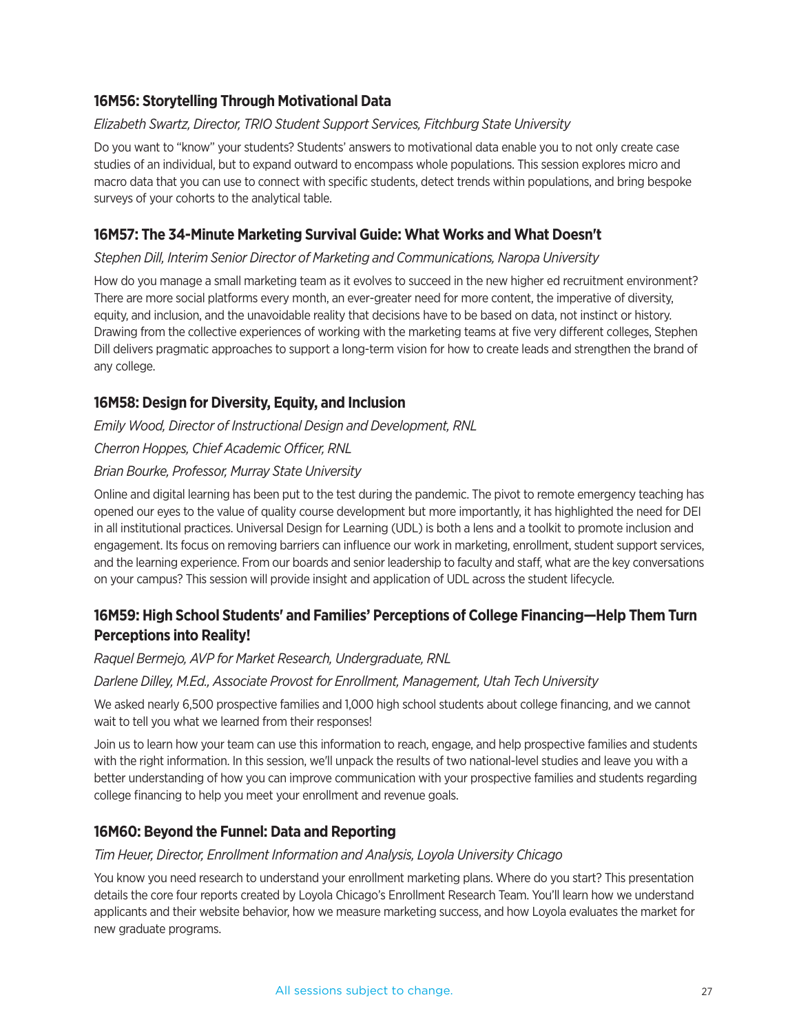### 16M56: Storytelling Through Motivational Data

*Elizabeth Swartz, Director, TRIO Student Support Services, Fitchburg State University*

Do you want to "know" your students? Students' answers to motivational data enable you to not only create case studies of an individual, but to expand outward to encompass whole populations. This session explores micro and macro data that you can use to connect with specific students, detect trends within populations, and bring bespoke surveys of your cohorts to the analytical table.

### 16M57: The 34-Minute Marketing Survival Guide: What Works and What Doesn't

*Stephen Dill, Interim Senior Director of Marketing and Communications, Naropa University*

How do you manage a small marketing team as it evolves to succeed in the new higher ed recruitment environment? There are more social platforms every month, an ever-greater need for more content, the imperative of diversity, equity, and inclusion, and the unavoidable reality that decisions have to be based on data, not instinct or history. Drawing from the collective experiences of working with the marketing teams at five very different colleges, Stephen Dill delivers pragmatic approaches to support a long-term vision for how to create leads and strengthen the brand of any college.

### 16M58: Design for Diversity, Equity, and Inclusion

*Emily Wood, Director of Instructional Design and Development, RNL*

*Cherron Hoppes, Chief Academic Officer, RNL*

*Brian Bourke, Professor, Murray State University*

Online and digital learning has been put to the test during the pandemic. The pivot to remote emergency teaching has opened our eyes to the value of quality course development but more importantly, it has highlighted the need for DEI in all institutional practices. Universal Design for Learning (UDL) is both a lens and a toolkit to promote inclusion and engagement. Its focus on removing barriers can influence our work in marketing, enrollment, student support services, and the learning experience. From our boards and senior leadership to faculty and staff, what are the key conversations on your campus? This session will provide insight and application of UDL across the student lifecycle.

### 16M59: High School Students' and Families' Perceptions of College Financing—Help Them Turn Perceptions into Reality!

*Raquel Bermejo, AVP for Market Research, Undergraduate, RNL*

*Darlene Dilley, M.Ed., Associate Provost for Enrollment, Management, Utah Tech University*

We asked nearly 6,500 prospective families and 1,000 high school students about college financing, and we cannot wait to tell you what we learned from their responses!

Join us to learn how your team can use this information to reach, engage, and help prospective families and students with the right information. In this session, we'll unpack the results of two national-level studies and leave you with a better understanding of how you can improve communication with your prospective families and students regarding college financing to help you meet your enrollment and revenue goals.

### 16M60: Beyond the Funnel: Data and Reporting

*Tim Heuer, Director, Enrollment Information and Analysis, Loyola University Chicago*

You know you need research to understand your enrollment marketing plans. Where do you start? This presentation details the core four reports created by Loyola Chicago's Enrollment Research Team. You'll learn how we understand applicants and their website behavior, how we measure marketing success, and how Loyola evaluates the market for new graduate programs.

All sessions subject to change.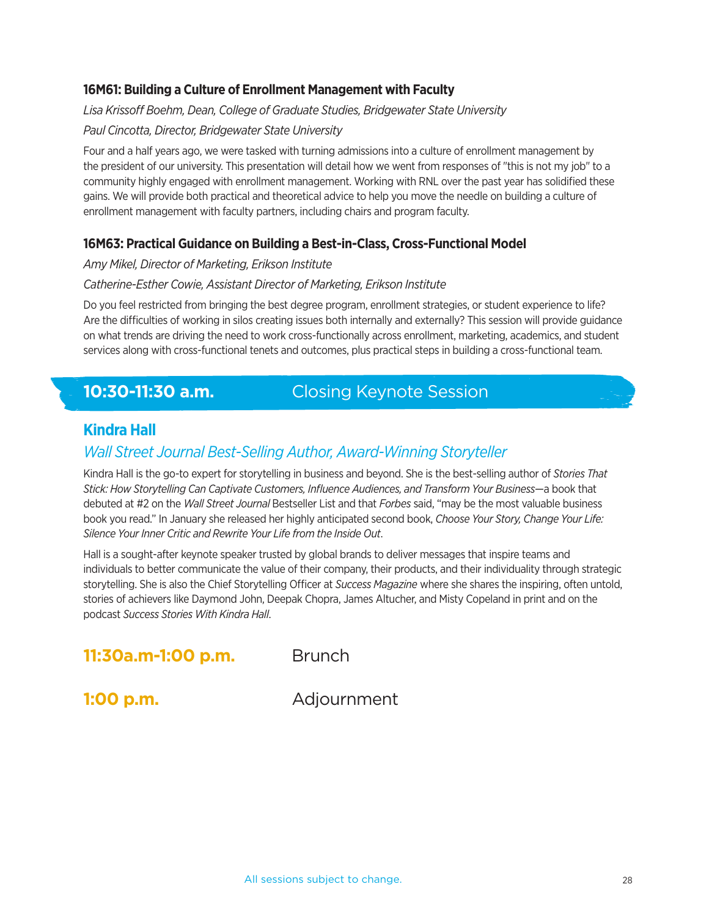### 16M61: Building a Culture of Enrollment Management with Faculty

*Lisa Krissoff Boehm, Dean, College of Graduate Studies, Bridgewater State University*

*Paul Cincotta, Director, Bridgewater State University*

Four and a half years ago, we were tasked with turning admissions into a culture of enrollment management by the president of our university. This presentation will detail how we went from responses of "this is not my job" to a community highly engaged with enrollment management. Working with RNL over the past year has solidified these gains. We will provide both practical and theoretical advice to help you move the needle on building a culture of enrollment management with faculty partners, including chairs and program faculty.

### 16M63: Practical Guidance on Building a Best-in-Class, Cross-Functional Model

*Amy Mikel, Director of Marketing, Erikson Institute*

*Catherine-Esther Cowie, Assistant Director of Marketing, Erikson Institute*

Do you feel restricted from bringing the best degree program, enrollment strategies, or student experience to life? Are the difficulties of working in silos creating issues both internally and externally? This session will provide guidance on what trends are driving the need to work cross-functionally across enrollment, marketing, academics, and student services along with cross-functional tenets and outcomes, plus practical steps in building a cross-functional team.

## 10:30-11:30 a.m. Closing Keynote Session

### Kindra Hall

*Wall Street Journal Best-Selling Author, Award-Winning Storyteller*

Kindra Hall is the go-to expert for storytelling in business and beyond. She is the best-selling author of *Stories That Stick: How Storytelling Can Captivate Customers, Influence Audiences, and Transform Your Business*—a book that debuted at #2 on the *Wall Street Journal* Bestseller List and that *Forbes* said, "may be the most valuable business book you read." In January she released her highly anticipated second book, *Choose Your Story, Change Your Life: Silence Your Inner Critic and Rewrite Your Life from the Inside Out*.

Hall is a sought-after keynote speaker trusted by global brands to deliver messages that inspire teams and individuals to better communicate the value of their company, their products, and their individuality through strategic storytelling. She is also the Chief Storytelling Officer at *Success Magazine* where she shares the inspiring, often untold, stories of achievers like Daymond John, Deepak Chopra, James Altucher, and Misty Copeland in print and on the podcast *Success Stories With Kindra Hall*.

## 11:30a.m-1:00 p.m. Brunch

## 1:00 p.m. Adjournment

All sessions subject to change.